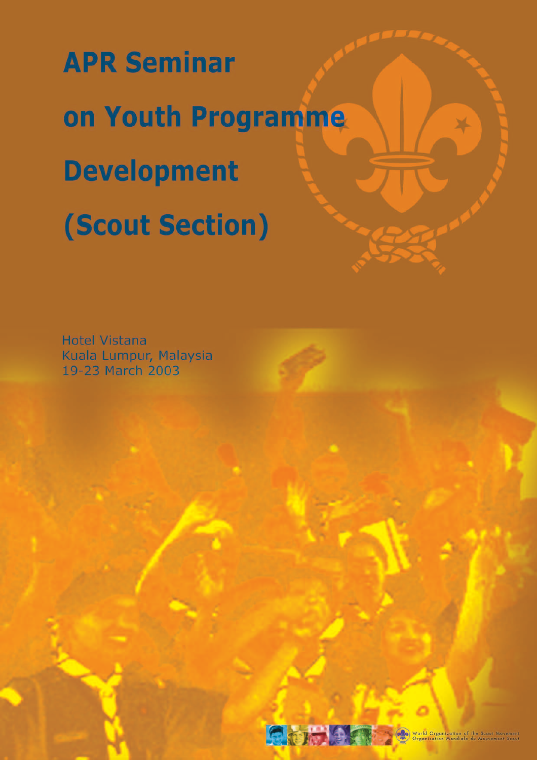# APR Seminar on Youth Programme Development (Scout Section)

Hotel Vistana
Kuala Lumpur, Malaysia
19-23 March 2003

World Organization of the Scout Movement
Organisation Mondiale du Mouvement Scout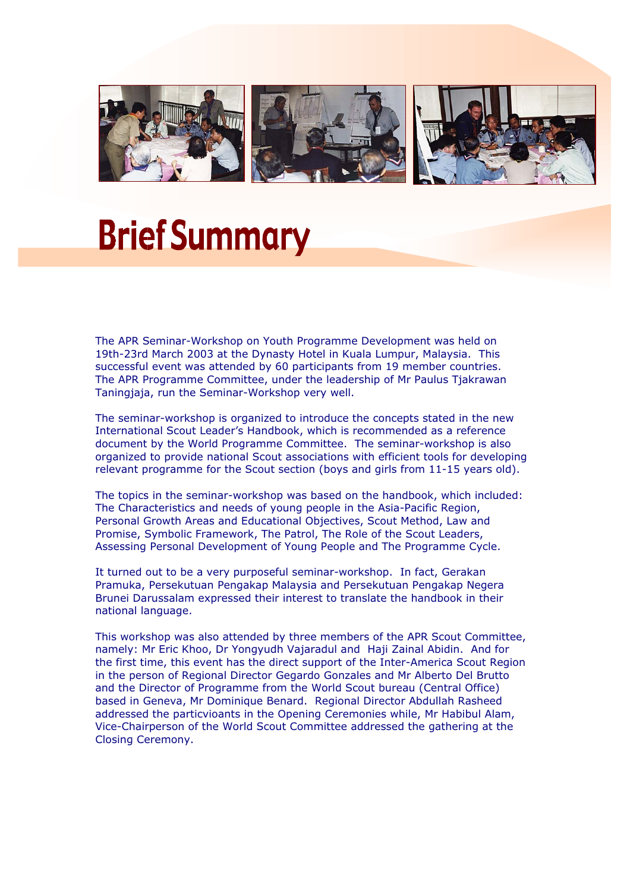# Brief Summary

The APR Seminar-Workshop on Youth Programme Development was held on 19th-23rd March 2003 at the Dynasty Hotel in Kuala Lumpur, Malaysia. This successful event was attended by 60 participants from 19 member countries. The APR Programme Committee, under the leadership of Mr Paulus Tjakrawan Taningjaja, run the Seminar-Workshop very well.

The seminar-workshop is organized to introduce the concepts stated in the new International Scout Leader's Handbook, which is recommended as a reference document by the World Programme Committee. The seminar-workshop is also organized to provide national Scout associations with efficient tools for developing relevant programme for the Scout section (boys and girls from 11-15 years old).

The topics in the seminar-workshop was based on the handbook, which included: The Characteristics and needs of young people in the Asia-Pacific Region, Personal Growth Areas and Educational Objectives, Scout Method, Law and Promise, Symbolic Framework, The Patrol, The Role of the Scout Leaders, Assessing Personal Development of Young People and The Programme Cycle.

It turned out to be a very purposeful seminar-workshop. In fact, Gerakan Pramuka, Persekutuan Pengakap Malaysia and Persekutuan Pengakap Negera Brunei Darussalam expressed their interest to translate the handbook in their national language.

This workshop was also attended by three members of the APR Scout Committee, namely: Mr Eric Khoo, Dr Yongyudh Vajaradul and Haji Zainal Abidin. And for the first time, this event has the direct support of the Inter-America Scout Region in the person of Regional Director Gegardo Gonzales and Mr Alberto Del Brutto and the Director of Programme from the World Scout bureau (Central Office) based in Geneva, Mr Dominique Benard. Regional Director Abdullah Rasheed addressed the particvioants in the Opening Ceremonies while, Mr Habibul Alam, Vice-Chairperson of the World Scout Committee addressed the gathering at the Closing Ceremony.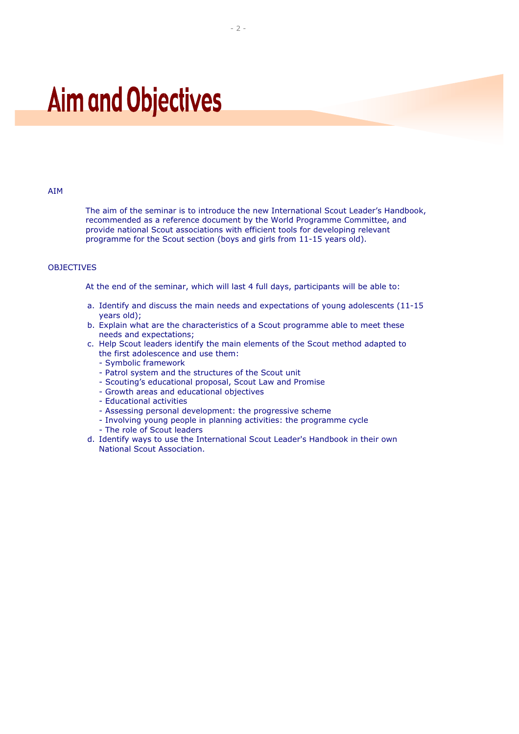# Aim and Objectives

AIM

The aim of the seminar is to introduce the new International Scout Leader's Handbook, recommended as a reference document by the World Programme Committee, and provide national Scout associations with efficient tools for developing relevant programme for the Scout section (boys and girls from 11-15 years old).

OBJECTIVES

At the end of the seminar, which will last 4 full days, participants will be able to:

a. Identify and discuss the main needs and expectations of young adolescents (11-15 years old);
b. Explain what are the characteristics of a Scout programme able to meet these needs and expectations;
c. Help Scout leaders identify the main elements of the Scout method adapted to the first adolescence and use them:
   - Symbolic framework
   - Patrol system and the structures of the Scout unit
   - Scouting's educational proposal, Scout Law and Promise
   - Growth areas and educational objectives
   - Educational activities
   - Assessing personal development: the progressive scheme
   - Involving young people in planning activities: the programme cycle
   - The role of Scout leaders
d. Identify ways to use the International Scout Leader's Handbook in their own National Scout Association.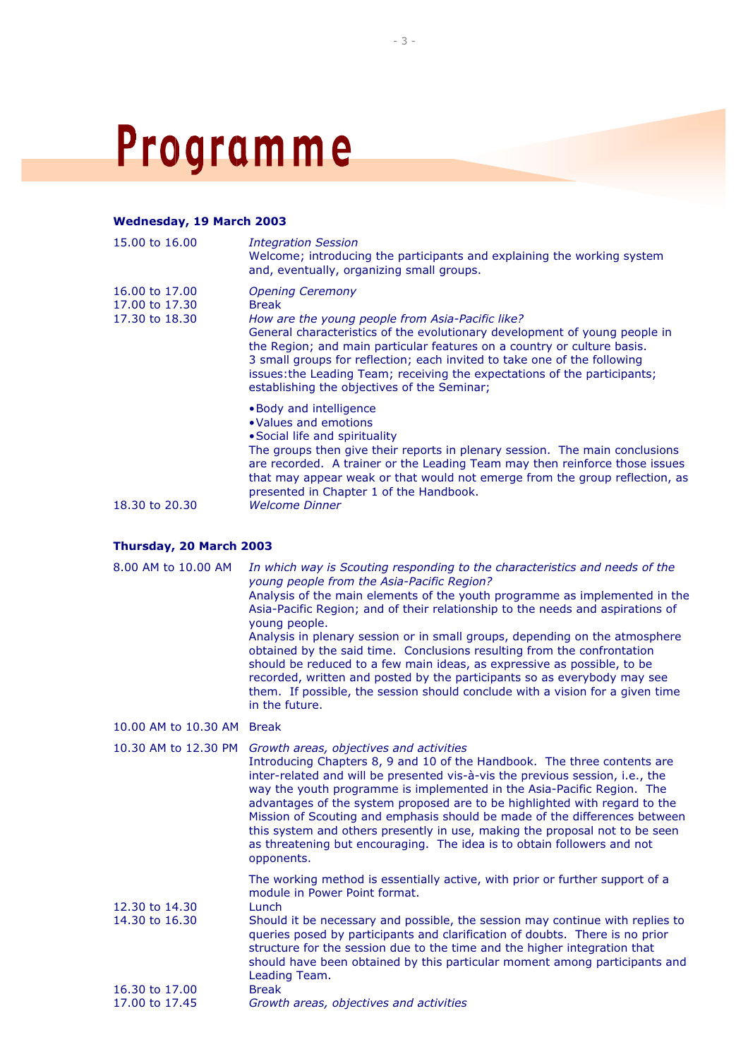# Programme

**Wednesday, 19 March 2003**

15.00 to 16.00 — *Integration Session*
Welcome; introducing the participants and explaining the working system and, eventually, organizing small groups.

16.00 to 17.00 — *Opening Ceremony*

17.00 to 17.30 — Break

17.30 to 18.30 — *How are the young people from Asia-Pacific like?*
General characteristics of the evolutionary development of young people in the Region; and main particular features on a country or culture basis. 3 small groups for reflection; each invited to take one of the following issues:the Leading Team; receiving the expectations of the participants; establishing the objectives of the Seminar;

- Body and intelligence
- Values and emotions
- Social life and spirituality

The groups then give their reports in plenary session. The main conclusions are recorded. A trainer or the Leading Team may then reinforce those issues that may appear weak or that would not emerge from the group reflection, as presented in Chapter 1 of the Handbook.

18.30 to 20.30 — *Welcome Dinner*

**Thursday, 20 March 2003**

8.00 AM to 10.00 AM — *In which way is Scouting responding to the characteristics and needs of the young people from the Asia-Pacific Region?*
Analysis of the main elements of the youth programme as implemented in the Asia-Pacific Region; and of their relationship to the needs and aspirations of young people.
Analysis in plenary session or in small groups, depending on the atmosphere obtained by the said time. Conclusions resulting from the confrontation should be reduced to a few main ideas, as expressive as possible, to be recorded, written and posted by the participants so as everybody may see them. If possible, the session should conclude with a vision for a given time in the future.

10.00 AM to 10.30 AM — Break

10.30 AM to 12.30 PM — *Growth areas, objectives and activities*
Introducing Chapters 8, 9 and 10 of the Handbook. The three contents are inter-related and will be presented vis-à-vis the previous session, i.e., the way the youth programme is implemented in the Asia-Pacific Region. The advantages of the system proposed are to be highlighted with regard to the Mission of Scouting and emphasis should be made of the differences between this system and others presently in use, making the proposal not to be seen as threatening but encouraging. The idea is to obtain followers and not opponents.

The working method is essentially active, with prior or further support of a module in Power Point format.

12.30 to 14.30 — Lunch

14.30 to 16.30 — Should it be necessary and possible, the session may continue with replies to queries posed by participants and clarification of doubts. There is no prior structure for the session due to the time and the higher integration that should have been obtained by this particular moment among participants and Leading Team.

16.30 to 17.00 — Break

17.00 to 17.45 — *Growth areas, objectives and activities*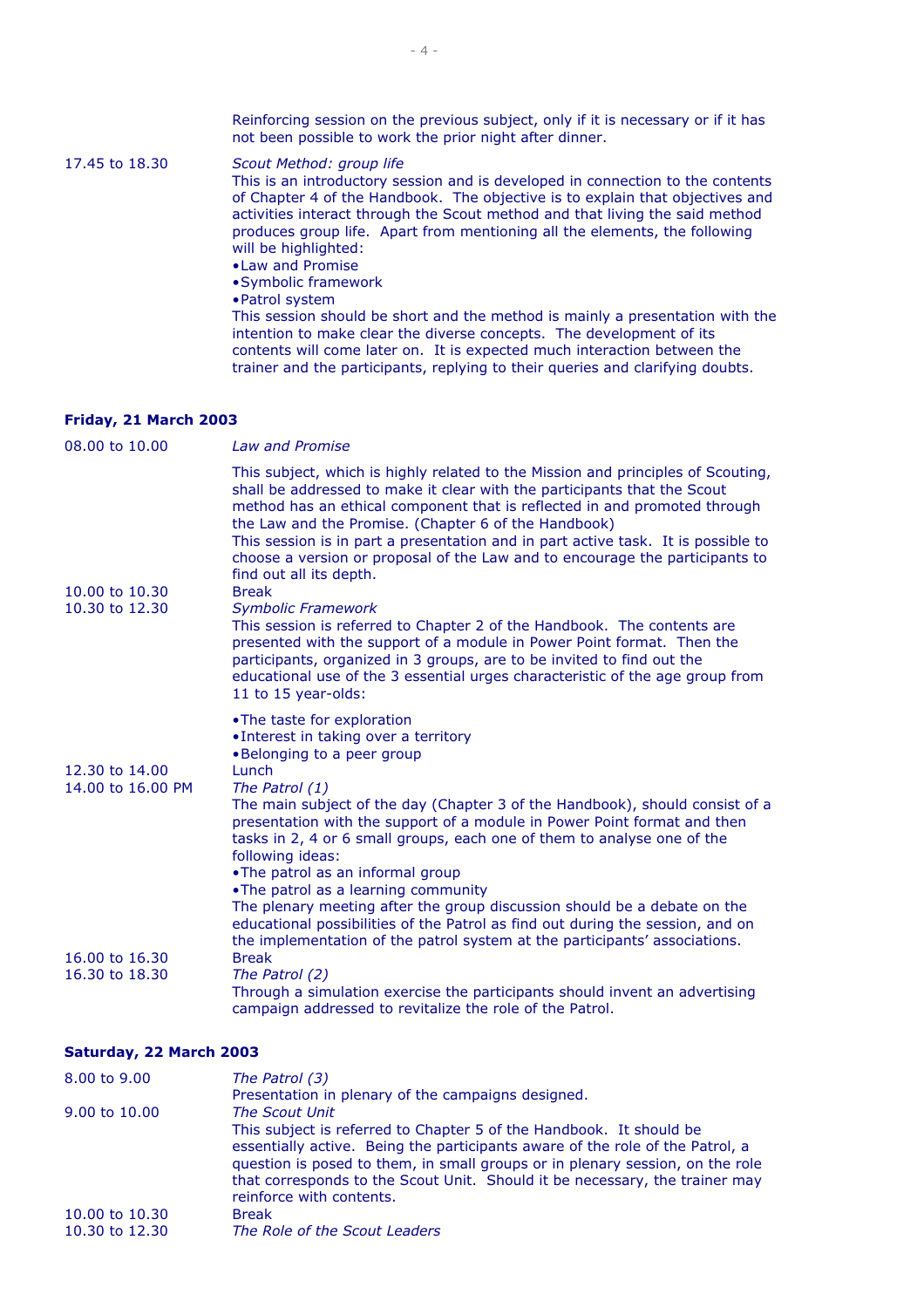Reinforcing session on the previous subject, only if it is necessary or if it has not been possible to work the prior night after dinner.

17.45 to 18.30 — *Scout Method: group life*

This is an introductory session and is developed in connection to the contents of Chapter 4 of the Handbook. The objective is to explain that objectives and activities interact through the Scout method and that living the said method produces group life. Apart from mentioning all the elements, the following will be highlighted:

- Law and Promise
- Symbolic framework
- Patrol system

This session should be short and the method is mainly a presentation with the intention to make clear the diverse concepts. The development of its contents will come later on. It is expected much interaction between the trainer and the participants, replying to their queries and clarifying doubts.

**Friday, 21 March 2003**

08.00 to 10.00 — *Law and Promise*

This subject, which is highly related to the Mission and principles of Scouting, shall be addressed to make it clear with the participants that the Scout method has an ethical component that is reflected in and promoted through the Law and the Promise. (Chapter 6 of the Handbook)

This session is in part a presentation and in part active task. It is possible to choose a version or proposal of the Law and to encourage the participants to find out all its depth.

10.00 to 10.30 — Break

10.30 to 12.30 — *Symbolic Framework*

This session is referred to Chapter 2 of the Handbook. The contents are presented with the support of a module in Power Point format. Then the participants, organized in 3 groups, are to be invited to find out the educational use of the 3 essential urges characteristic of the age group from 11 to 15 year-olds:

- The taste for exploration
- Interest in taking over a territory
- Belonging to a peer group

12.30 to 14.00 — Lunch

14.00 to 16.00 PM — *The Patrol (1)*

The main subject of the day (Chapter 3 of the Handbook), should consist of a presentation with the support of a module in Power Point format and then tasks in 2, 4 or 6 small groups, each one of them to analyse one of the following ideas:

- The patrol as an informal group
- The patrol as a learning community

The plenary meeting after the group discussion should be a debate on the educational possibilities of the Patrol as find out during the session, and on the implementation of the patrol system at the participants' associations.

16.00 to 16.30 — Break

16.30 to 18.30 — *The Patrol (2)*

Through a simulation exercise the participants should invent an advertising campaign addressed to revitalize the role of the Patrol.

**Saturday, 22 March 2003**

8.00 to 9.00 — *The Patrol (3)*

Presentation in plenary of the campaigns designed.

9.00 to 10.00 — *The Scout Unit*

This subject is referred to Chapter 5 of the Handbook. It should be essentially active. Being the participants aware of the role of the Patrol, a question is posed to them, in small groups or in plenary session, on the role that corresponds to the Scout Unit. Should it be necessary, the trainer may reinforce with contents.

10.00 to 10.30 — Break

10.30 to 12.30 — *The Role of the Scout Leaders*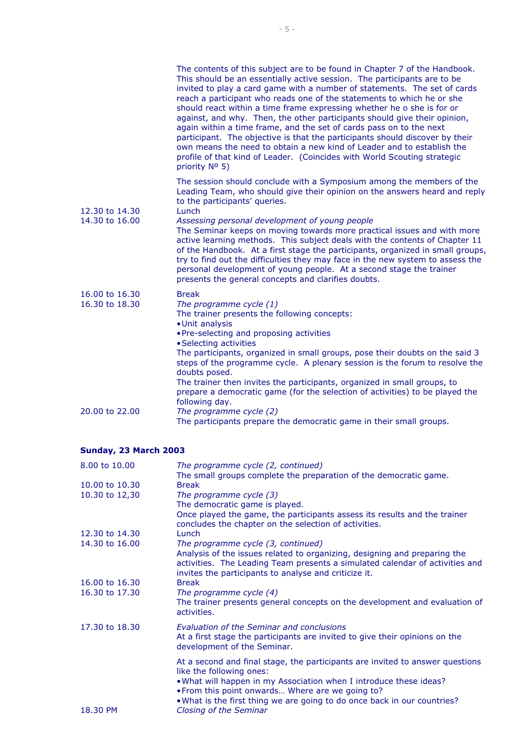| | |
|---|---|
| | The contents of this subject are to be found in Chapter 7 of the Handbook. This should be an essentially active session. The participants are to be invited to play a card game with a number of statements. The set of cards reach a participant who reads one of the statements to which he or she should react within a time frame expressing whether he o she is for or against, and why. Then, the other participants should give their opinion, again within a time frame, and the set of cards pass on to the next participant. The objective is that the participants should discover by their own means the need to obtain a new kind of Leader and to establish the profile of that kind of Leader. (Coincides with World Scouting strategic priority Nº 5)<br><br>The session should conclude with a Symposium among the members of the Leading Team, who should give their opinion on the answers heard and reply to the participants' queries. |
| 12.30 to 14.30 | Lunch |
| 14.30 to 16.00 | *Assessing personal development of young people*<br>The Seminar keeps on moving towards more practical issues and with more active learning methods. This subject deals with the contents of Chapter 11 of the Handbook. At a first stage the participants, organized in small groups, try to find out the difficulties they may face in the new system to assess the personal development of young people. At a second stage the trainer presents the general concepts and clarifies doubts. |
| 16.00 to 16.30 | Break |
| 16.30 to 18.30 | *The programme cycle (1)*<br>The trainer presents the following concepts:<br>• Unit analysis<br>• Pre-selecting and proposing activities<br>• Selecting activities<br>The participants, organized in small groups, pose their doubts on the said 3 steps of the programme cycle. A plenary session is the forum to resolve the doubts posed.<br>The trainer then invites the participants, organized in small groups, to prepare a democratic game (for the selection of activities) to be played the following day. |
| 20.00 to 22.00 | *The programme cycle (2)*<br>The participants prepare the democratic game in their small groups. |

**Sunday, 23 March 2003**

| | |
|---|---|
| 8.00 to 10.00 | *The programme cycle (2, continued)*<br>The small groups complete the preparation of the democratic game. |
| 10.00 to 10.30 | Break |
| 10.30 to 12,30 | *The programme cycle (3)*<br>The democratic game is played.<br>Once played the game, the participants assess its results and the trainer concludes the chapter on the selection of activities. |
| 12.30 to 14.30 | Lunch |
| 14.30 to 16.00 | *The programme cycle (3, continued)*<br>Analysis of the issues related to organizing, designing and preparing the activities. The Leading Team presents a simulated calendar of activities and invites the participants to analyse and criticize it. |
| 16.00 to 16.30 | Break |
| 16.30 to 17.30 | *The programme cycle (4)*<br>The trainer presents general concepts on the development and evaluation of activities. |
| 17.30 to 18.30 | *Evaluation of the Seminar and conclusions*<br>At a first stage the participants are invited to give their opinions on the development of the Seminar.<br><br>At a second and final stage, the participants are invited to answer questions like the following ones:<br>• What will happen in my Association when I introduce these ideas?<br>• From this point onwards… Where are we going to?<br>• What is the first thing we are going to do once back in our countries? |
| 18.30 PM | *Closing of the Seminar* |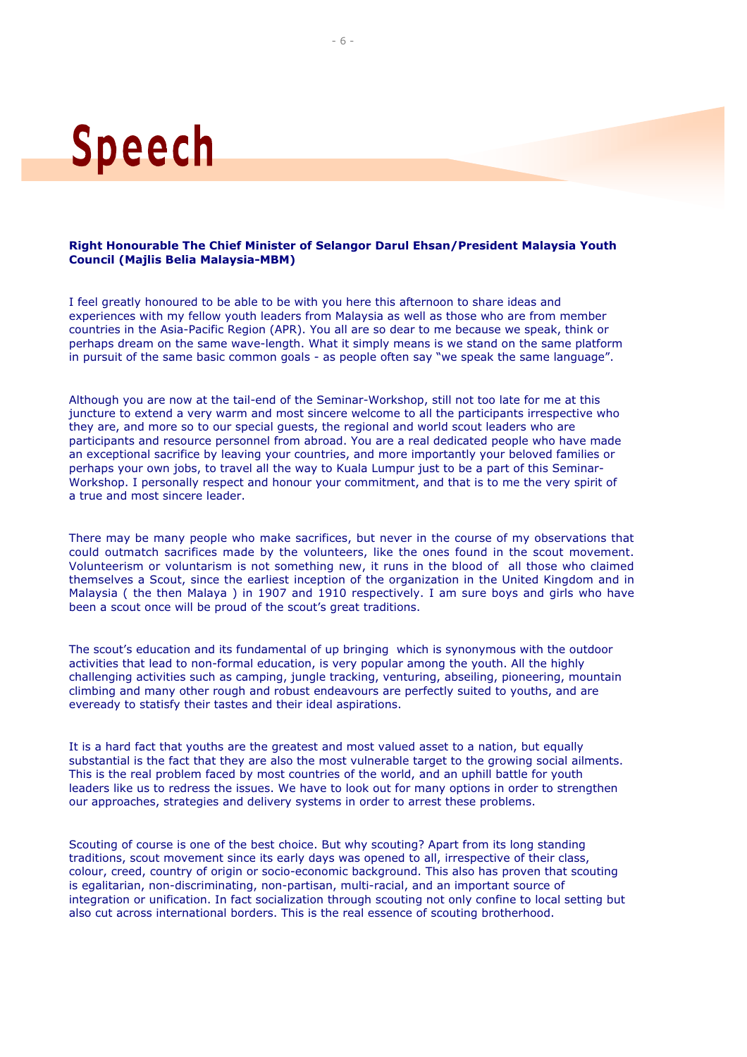# Speech

**Right Honourable The Chief Minister of Selangor Darul Ehsan/President Malaysia Youth Council (Majlis Belia Malaysia-MBM)**

I feel greatly honoured to be able to be with you here this afternoon to share ideas and experiences with my fellow youth leaders from Malaysia as well as those who are from member countries in the Asia-Pacific Region (APR). You all are so dear to me because we speak, think or perhaps dream on the same wave-length. What it simply means is we stand on the same platform in pursuit of the same basic common goals - as people often say "we speak the same language".

Although you are now at the tail-end of the Seminar-Workshop, still not too late for me at this juncture to extend a very warm and most sincere welcome to all the participants irrespective who they are, and more so to our special guests, the regional and world scout leaders who are participants and resource personnel from abroad. You are a real dedicated people who have made an exceptional sacrifice by leaving your countries, and more importantly your beloved families or perhaps your own jobs, to travel all the way to Kuala Lumpur just to be a part of this Seminar-Workshop. I personally respect and honour your commitment, and that is to me the very spirit of a true and most sincere leader.

There may be many people who make sacrifices, but never in the course of my observations that could outmatch sacrifices made by the volunteers, like the ones found in the scout movement. Volunteerism or voluntarism is not something new, it runs in the blood of all those who claimed themselves a Scout, since the earliest inception of the organization in the United Kingdom and in Malaysia ( the then Malaya ) in 1907 and 1910 respectively. I am sure boys and girls who have been a scout once will be proud of the scout's great traditions.

The scout's education and its fundamental of up bringing which is synonymous with the outdoor activities that lead to non-formal education, is very popular among the youth. All the highly challenging activities such as camping, jungle tracking, venturing, abseiling, pioneering, mountain climbing and many other rough and robust endeavours are perfectly suited to youths, and are eveready to statisfy their tastes and their ideal aspirations.

It is a hard fact that youths are the greatest and most valued asset to a nation, but equally substantial is the fact that they are also the most vulnerable target to the growing social ailments. This is the real problem faced by most countries of the world, and an uphill battle for youth leaders like us to redress the issues. We have to look out for many options in order to strengthen our approaches, strategies and delivery systems in order to arrest these problems.

Scouting of course is one of the best choice. But why scouting? Apart from its long standing traditions, scout movement since its early days was opened to all, irrespective of their class, colour, creed, country of origin or socio-economic background. This also has proven that scouting is egalitarian, non-discriminating, non-partisan, multi-racial, and an important source of integration or unification. In fact socialization through scouting not only confine to local setting but also cut across international borders. This is the real essence of scouting brotherhood.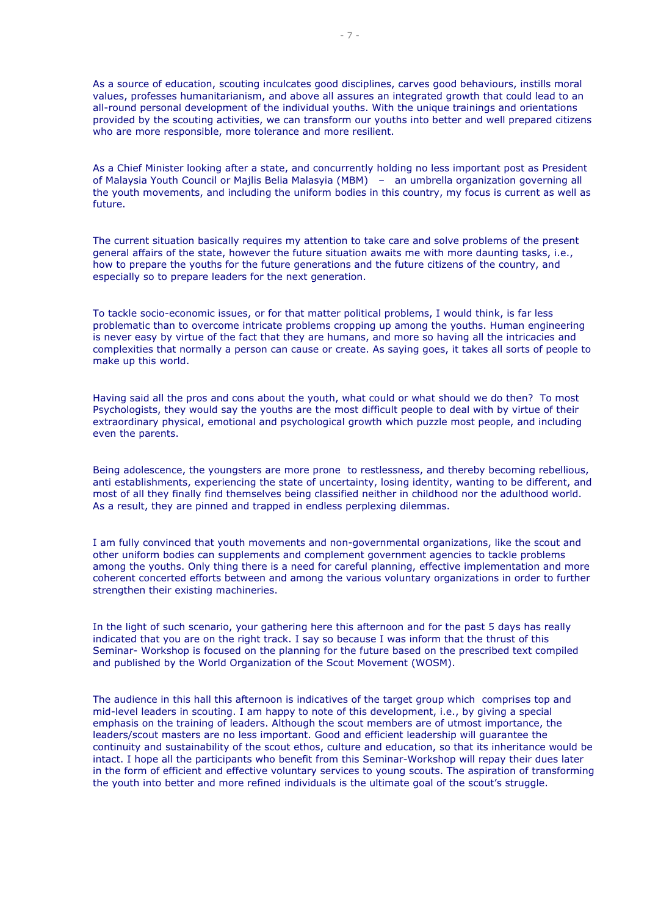As a source of education, scouting inculcates good disciplines, carves good behaviours, instills moral values, professes humanitarianism, and above all assures an integrated growth that could lead to an all-round personal development of the individual youths. With the unique trainings and orientations provided by the scouting activities, we can transform our youths into better and well prepared citizens who are more responsible, more tolerance and more resilient.

As a Chief Minister looking after a state, and concurrently holding no less important post as President of Malaysia Youth Council or Majlis Belia Malasyia (MBM) – an umbrella organization governing all the youth movements, and including the uniform bodies in this country, my focus is current as well as future.

The current situation basically requires my attention to take care and solve problems of the present general affairs of the state, however the future situation awaits me with more daunting tasks, i.e., how to prepare the youths for the future generations and the future citizens of the country, and especially so to prepare leaders for the next generation.

To tackle socio-economic issues, or for that matter political problems, I would think, is far less problematic than to overcome intricate problems cropping up among the youths. Human engineering is never easy by virtue of the fact that they are humans, and more so having all the intricacies and complexities that normally a person can cause or create. As saying goes, it takes all sorts of people to make up this world.

Having said all the pros and cons about the youth, what could or what should we do then? To most Psychologists, they would say the youths are the most difficult people to deal with by virtue of their extraordinary physical, emotional and psychological growth which puzzle most people, and including even the parents.

Being adolescence, the youngsters are more prone to restlessness, and thereby becoming rebellious, anti establishments, experiencing the state of uncertainty, losing identity, wanting to be different, and most of all they finally find themselves being classified neither in childhood nor the adulthood world. As a result, they are pinned and trapped in endless perplexing dilemmas.

I am fully convinced that youth movements and non-governmental organizations, like the scout and other uniform bodies can supplements and complement government agencies to tackle problems among the youths. Only thing there is a need for careful planning, effective implementation and more coherent concerted efforts between and among the various voluntary organizations in order to further strengthen their existing machineries.

In the light of such scenario, your gathering here this afternoon and for the past 5 days has really indicated that you are on the right track. I say so because I was inform that the thrust of this Seminar- Workshop is focused on the planning for the future based on the prescribed text compiled and published by the World Organization of the Scout Movement (WOSM).

The audience in this hall this afternoon is indicatives of the target group which comprises top and mid-level leaders in scouting. I am happy to note of this development, i.e., by giving a special emphasis on the training of leaders. Although the scout members are of utmost importance, the leaders/scout masters are no less important. Good and efficient leadership will guarantee the continuity and sustainability of the scout ethos, culture and education, so that its inheritance would be intact. I hope all the participants who benefit from this Seminar-Workshop will repay their dues later in the form of efficient and effective voluntary services to young scouts. The aspiration of transforming the youth into better and more refined individuals is the ultimate goal of the scout's struggle.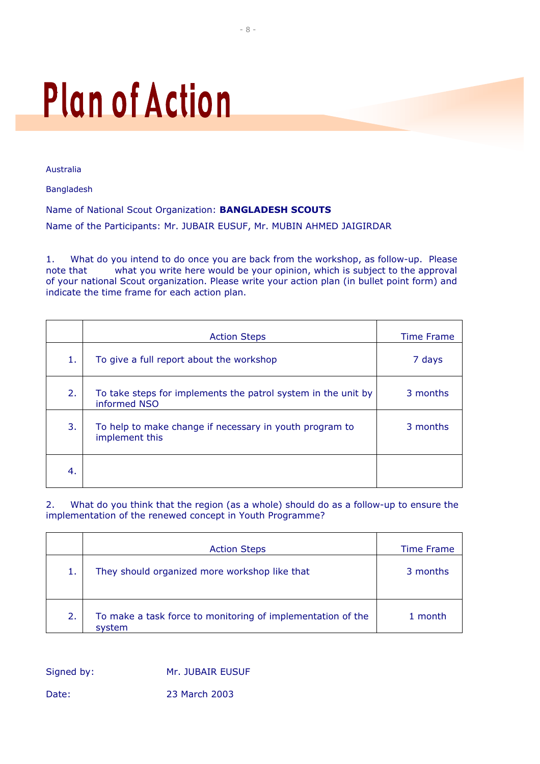# Plan of Action

Australia

Bangladesh

Name of National Scout Organization: **BANGLADESH SCOUTS**

Name of the Participants: Mr. JUBAIR EUSUF, Mr. MUBIN AHMED JAIGIRDAR

1. What do you intend to do once you are back from the workshop, as follow-up. Please note that what you write here would be your opinion, which is subject to the approval of your national Scout organization. Please write your action plan (in bullet point form) and indicate the time frame for each action plan.

| | Action Steps | Time Frame |
|---|---|---|
| 1. | To give a full report about the workshop | 7 days |
| 2. | To take steps for implements the patrol system in the unit by informed NSO | 3 months |
| 3. | To help to make change if necessary in youth program to implement this | 3 months |
| 4. | | |

2. What do you think that the region (as a whole) should do as a follow-up to ensure the implementation of the renewed concept in Youth Programme?

| | Action Steps | Time Frame |
|---|---|---|
| 1. | They should organized more workshop like that | 3 months |
| 2. | To make a task force to monitoring of implementation of the system | 1 month |

Signed by: Mr. JUBAIR EUSUF

Date: 23 March 2003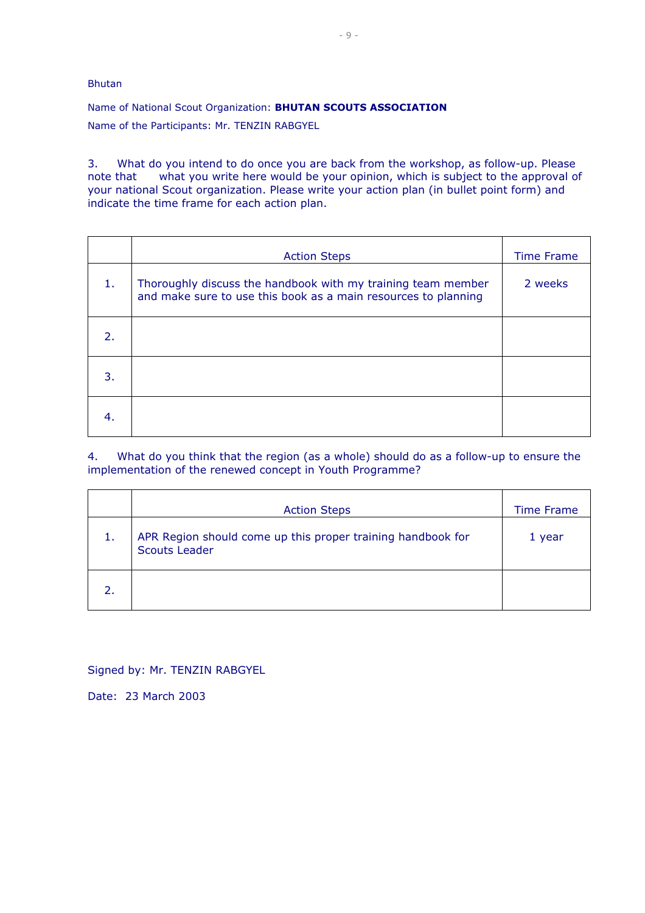Bhutan

Name of National Scout Organization: **BHUTAN SCOUTS ASSOCIATION**

Name of the Participants: Mr. TENZIN RABGYEL

3. What do you intend to do once you are back from the workshop, as follow-up. Please note that what you write here would be your opinion, which is subject to the approval of your national Scout organization. Please write your action plan (in bullet point form) and indicate the time frame for each action plan.

| | Action Steps | Time Frame |
|---|---|---|
| 1. | Thoroughly discuss the handbook with my training team member and make sure to use this book as a main resources to planning | 2 weeks |
| 2. | | |
| 3. | | |
| 4. | | |

4. What do you think that the region (as a whole) should do as a follow-up to ensure the implementation of the renewed concept in Youth Programme?

| | Action Steps | Time Frame |
|---|---|---|
| 1. | APR Region should come up this proper training handbook for Scouts Leader | 1 year |
| 2. | | |

Signed by: Mr. TENZIN RABGYEL

Date: 23 March 2003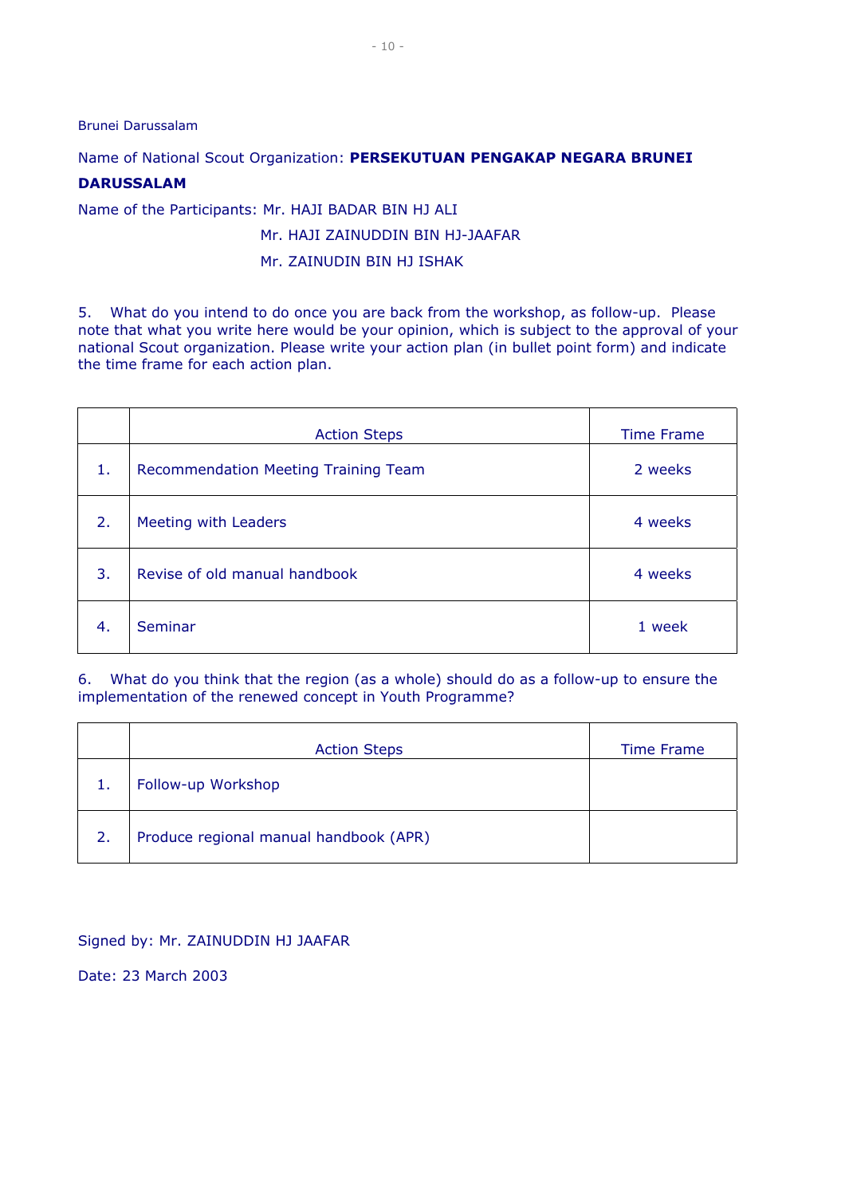Brunei Darussalam

Name of National Scout Organization: **PERSEKUTUAN PENGAKAP NEGARA BRUNEI DARUSSALAM**

Name of the Participants: Mr. HAJI BADAR BIN HJ ALI

Mr. HAJI ZAINUDDIN BIN HJ-JAAFAR

Mr. ZAINUDIN BIN HJ ISHAK

5. What do you intend to do once you are back from the workshop, as follow-up. Please note that what you write here would be your opinion, which is subject to the approval of your national Scout organization. Please write your action plan (in bullet point form) and indicate the time frame for each action plan.

| | Action Steps | Time Frame |
|---|---|---|
| 1. | Recommendation Meeting Training Team | 2 weeks |
| 2. | Meeting with Leaders | 4 weeks |
| 3. | Revise of old manual handbook | 4 weeks |
| 4. | Seminar | 1 week |

6. What do you think that the region (as a whole) should do as a follow-up to ensure the implementation of the renewed concept in Youth Programme?

| | Action Steps | Time Frame |
|---|---|---|
| 1. | Follow-up Workshop | |
| 2. | Produce regional manual handbook (APR) | |

Signed by: Mr. ZAINUDDIN HJ JAAFAR

Date: 23 March 2003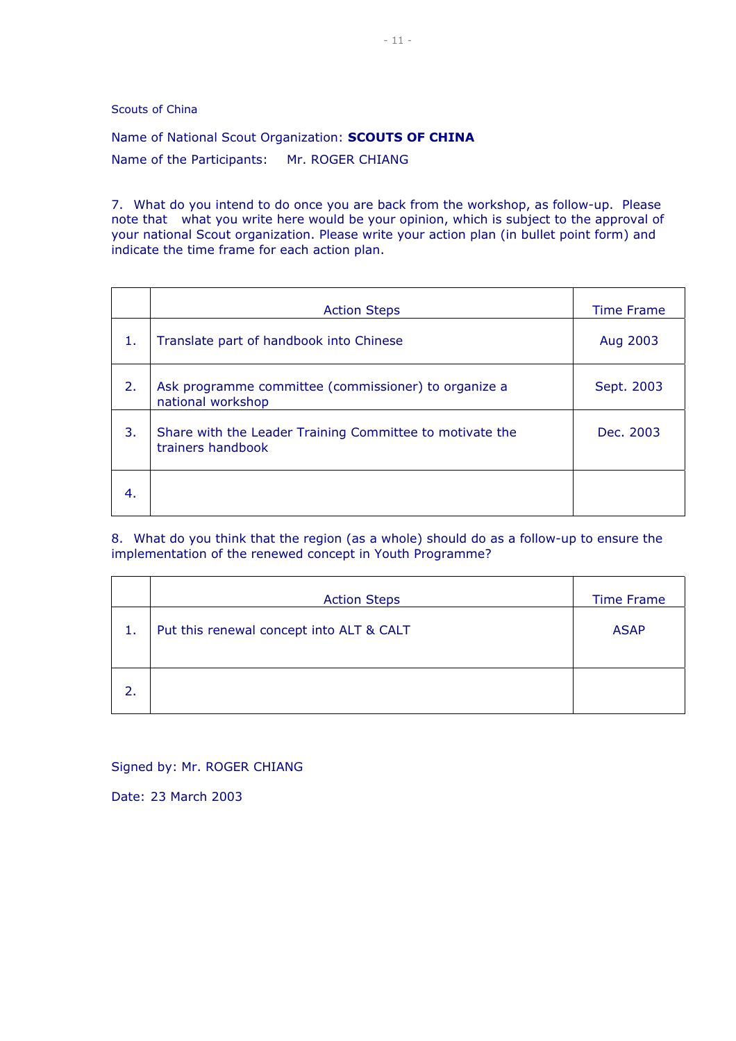Scouts of China

Name of National Scout Organization: **SCOUTS OF CHINA**

Name of the Participants: Mr. ROGER CHIANG

7. What do you intend to do once you are back from the workshop, as follow-up. Please note that what you write here would be your opinion, which is subject to the approval of your national Scout organization. Please write your action plan (in bullet point form) and indicate the time frame for each action plan.

| | Action Steps | Time Frame |
|---|---|---|
| 1. | Translate part of handbook into Chinese | Aug 2003 |
| 2. | Ask programme committee (commissioner) to organize a national workshop | Sept. 2003 |
| 3. | Share with the Leader Training Committee to motivate the trainers handbook | Dec. 2003 |
| 4. | | |

8. What do you think that the region (as a whole) should do as a follow-up to ensure the implementation of the renewed concept in Youth Programme?

| | Action Steps | Time Frame |
|---|---|---|
| 1. | Put this renewal concept into ALT & CALT | ASAP |
| 2. | | |

Signed by: Mr. ROGER CHIANG

Date: 23 March 2003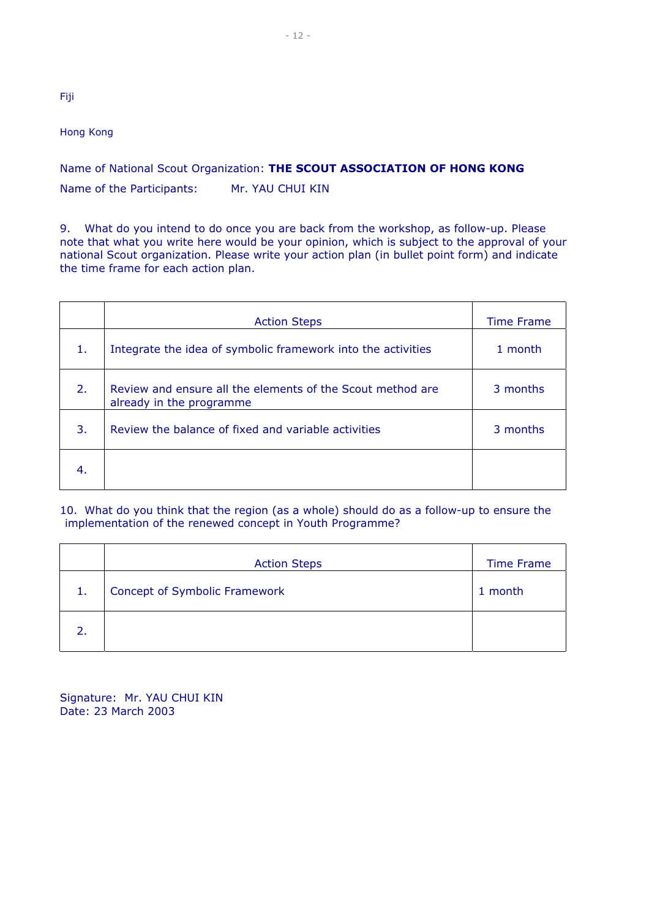Fiji

Hong Kong

Name of National Scout Organization: **THE SCOUT ASSOCIATION OF HONG KONG**

Name of the Participants: Mr. YAU CHUI KIN

9. What do you intend to do once you are back from the workshop, as follow-up. Please note that what you write here would be your opinion, which is subject to the approval of your national Scout organization. Please write your action plan (in bullet point form) and indicate the time frame for each action plan.

| | Action Steps | Time Frame |
|---|---|---|
| 1. | Integrate the idea of symbolic framework into the activities | 1 month |
| 2. | Review and ensure all the elements of the Scout method are already in the programme | 3 months |
| 3. | Review the balance of fixed and variable activities | 3 months |
| 4. | | |

10. What do you think that the region (as a whole) should do as a follow-up to ensure the implementation of the renewed concept in Youth Programme?

| | Action Steps | Time Frame |
|---|---|---|
| 1. | Concept of Symbolic Framework | 1 month |
| 2. | | |

Signature: Mr. YAU CHUI KIN
Date: 23 March 2003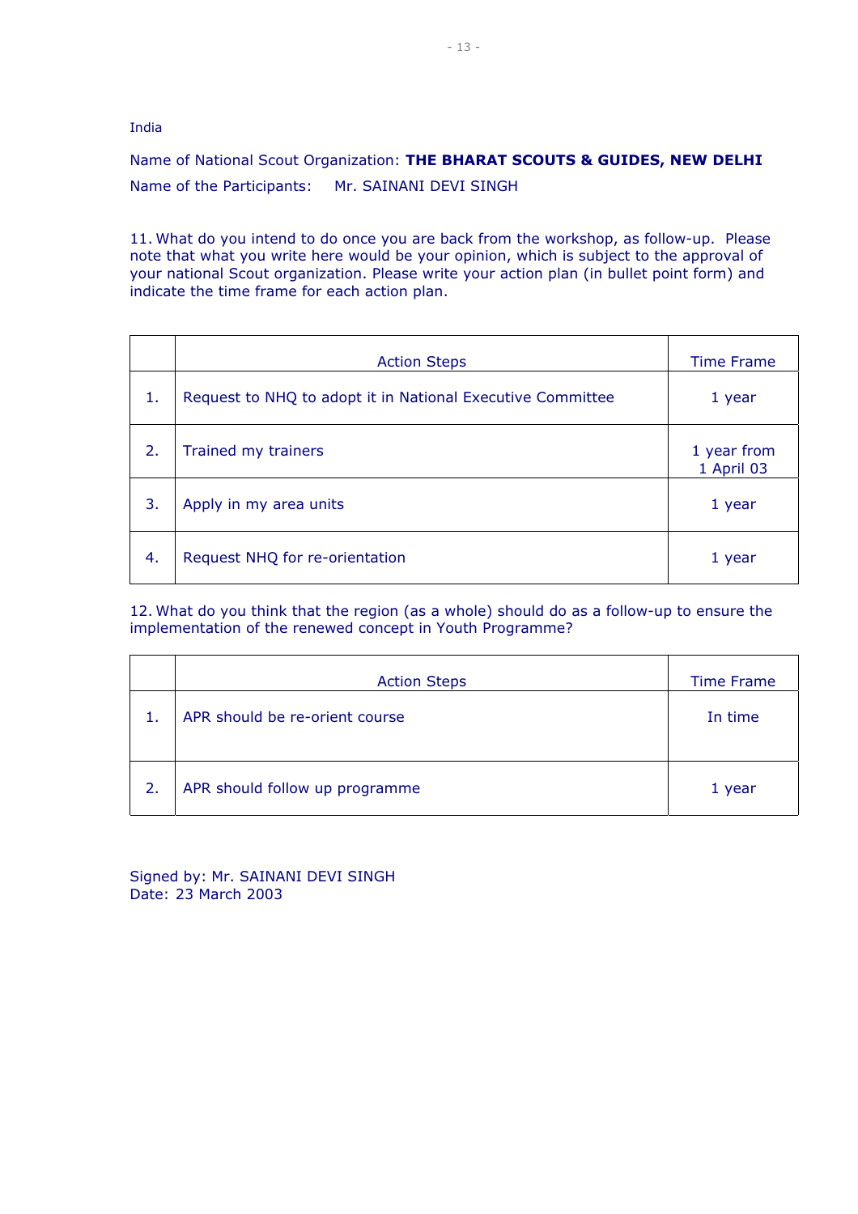India

Name of National Scout Organization: **THE BHARAT SCOUTS & GUIDES, NEW DELHI**

Name of the Participants: Mr. SAINANI DEVI SINGH

11. What do you intend to do once you are back from the workshop, as follow-up. Please note that what you write here would be your opinion, which is subject to the approval of your national Scout organization. Please write your action plan (in bullet point form) and indicate the time frame for each action plan.

| | Action Steps | Time Frame |
|---|---|---|
| 1. | Request to NHQ to adopt it in National Executive Committee | 1 year |
| 2. | Trained my trainers | 1 year from 1 April 03 |
| 3. | Apply in my area units | 1 year |
| 4. | Request NHQ for re-orientation | 1 year |

12. What do you think that the region (as a whole) should do as a follow-up to ensure the implementation of the renewed concept in Youth Programme?

| | Action Steps | Time Frame |
|---|---|---|
| 1. | APR should be re-orient course | In time |
| 2. | APR should follow up programme | 1 year |

Signed by: Mr. SAINANI DEVI SINGH
Date: 23 March 2003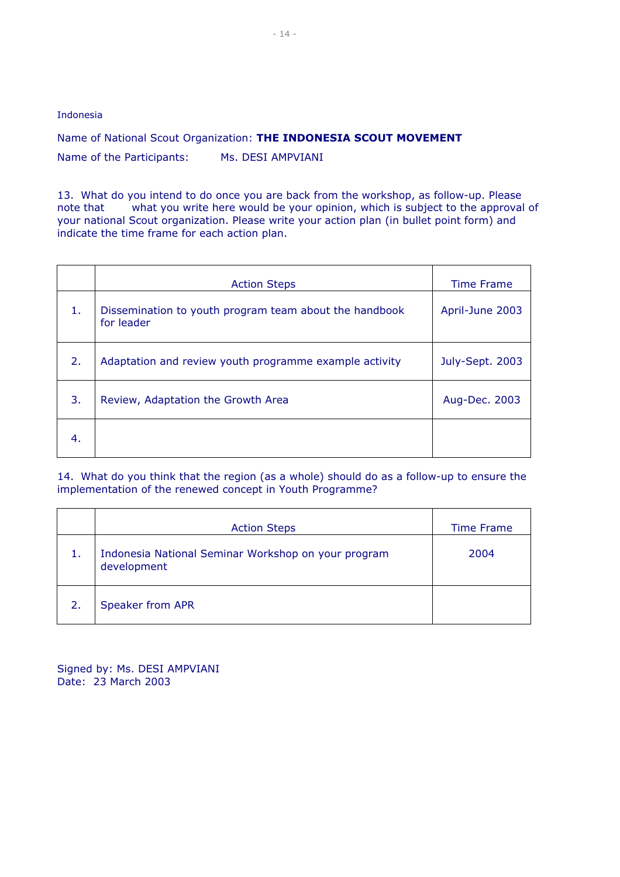Indonesia

Name of National Scout Organization: **THE INDONESIA SCOUT MOVEMENT**

Name of the Participants: Ms. DESI AMPVIANI

13. What do you intend to do once you are back from the workshop, as follow-up. Please note that what you write here would be your opinion, which is subject to the approval of your national Scout organization. Please write your action plan (in bullet point form) and indicate the time frame for each action plan.

| | Action Steps | Time Frame |
|---|---|---|
| 1. | Dissemination to youth program team about the handbook for leader | April-June 2003 |
| 2. | Adaptation and review youth programme example activity | July-Sept. 2003 |
| 3. | Review, Adaptation the Growth Area | Aug-Dec. 2003 |
| 4. | | |

14. What do you think that the region (as a whole) should do as a follow-up to ensure the implementation of the renewed concept in Youth Programme?

| | Action Steps | Time Frame |
|---|---|---|
| 1. | Indonesia National Seminar Workshop on your program development | 2004 |
| 2. | Speaker from APR | |

Signed by: Ms. DESI AMPVIANI
Date: 23 March 2003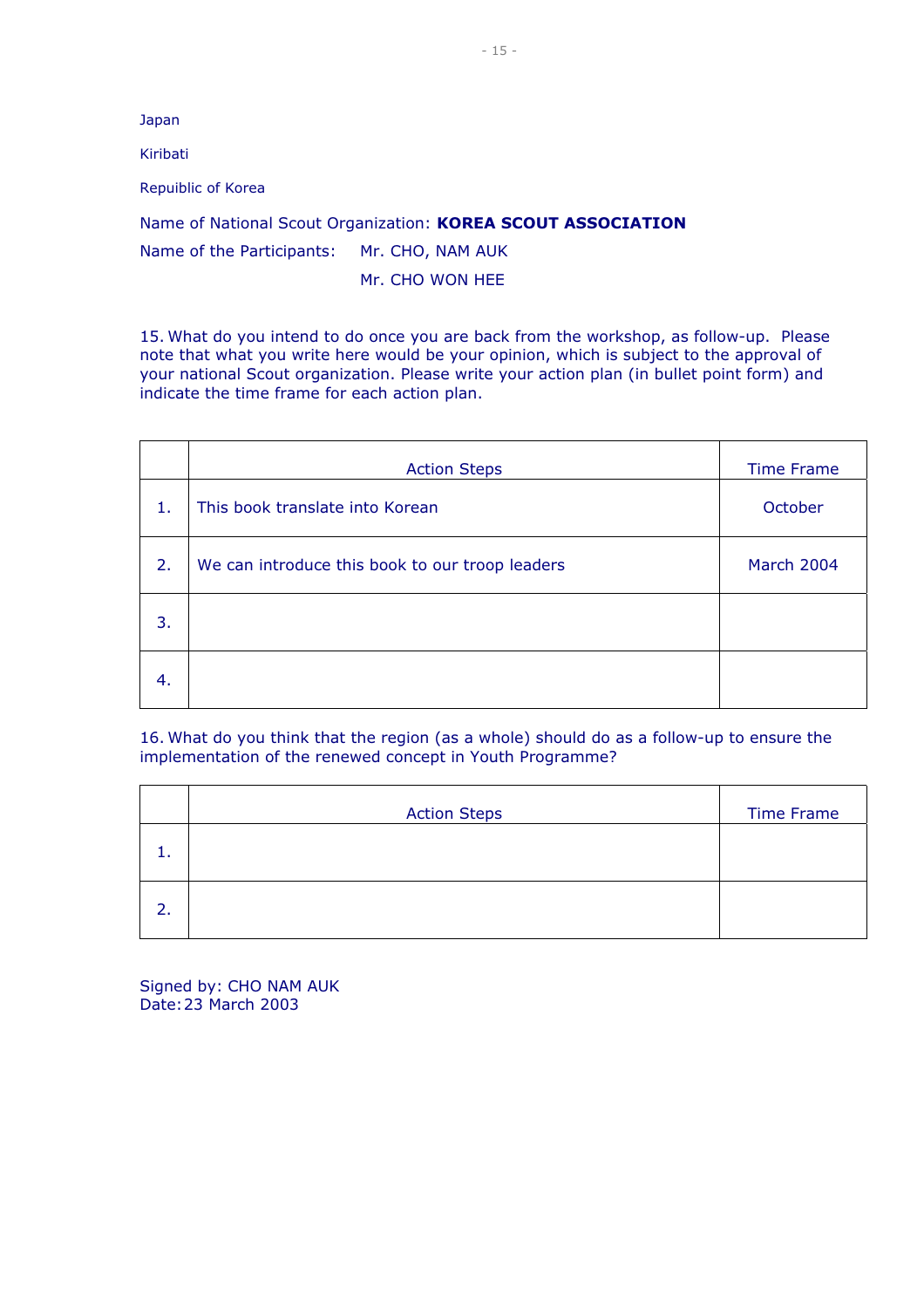Japan

Kiribati

Repuiblic of Korea

Name of National Scout Organization: **KOREA SCOUT ASSOCIATION**

Name of the Participants: Mr. CHO, NAM AUK

Mr. CHO WON HEE

15. What do you intend to do once you are back from the workshop, as follow-up. Please note that what you write here would be your opinion, which is subject to the approval of your national Scout organization. Please write your action plan (in bullet point form) and indicate the time frame for each action plan.

| | Action Steps | Time Frame |
|---|---|---|
| 1. | This book translate into Korean | October |
| 2. | We can introduce this book to our troop leaders | March 2004 |
| 3. | | |
| 4. | | |

16. What do you think that the region (as a whole) should do as a follow-up to ensure the implementation of the renewed concept in Youth Programme?

| | Action Steps | Time Frame |
|---|---|---|
| 1. | | |
| 2. | | |

Signed by: CHO NAM AUK
Date: 23 March 2003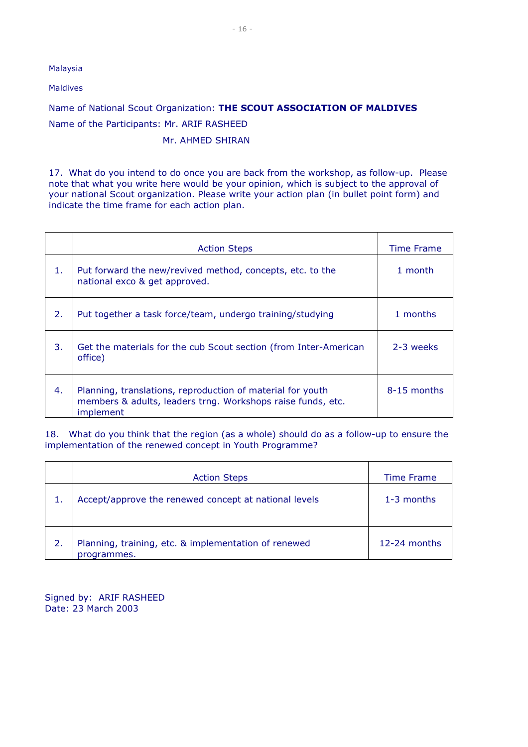Malaysia

Maldives

Name of National Scout Organization: **THE SCOUT ASSOCIATION OF MALDIVES**

Name of the Participants: Mr. ARIF RASHEED

Mr. AHMED SHIRAN

17. What do you intend to do once you are back from the workshop, as follow-up. Please note that what you write here would be your opinion, which is subject to the approval of your national Scout organization. Please write your action plan (in bullet point form) and indicate the time frame for each action plan.

| | Action Steps | Time Frame |
|---|---|---|
| 1. | Put forward the new/revived method, concepts, etc. to the national exco & get approved. | 1 month |
| 2. | Put together a task force/team, undergo training/studying | 1 months |
| 3. | Get the materials for the cub Scout section (from Inter-American office) | 2-3 weeks |
| 4. | Planning, translations, reproduction of material for youth members & adults, leaders trng. Workshops raise funds, etc. implement | 8-15 months |

18. What do you think that the region (as a whole) should do as a follow-up to ensure the implementation of the renewed concept in Youth Programme?

| | Action Steps | Time Frame |
|---|---|---|
| 1. | Accept/approve the renewed concept at national levels | 1-3 months |
| 2. | Planning, training, etc. & implementation of renewed programmes. | 12-24 months |

Signed by: ARIF RASHEED
Date: 23 March 2003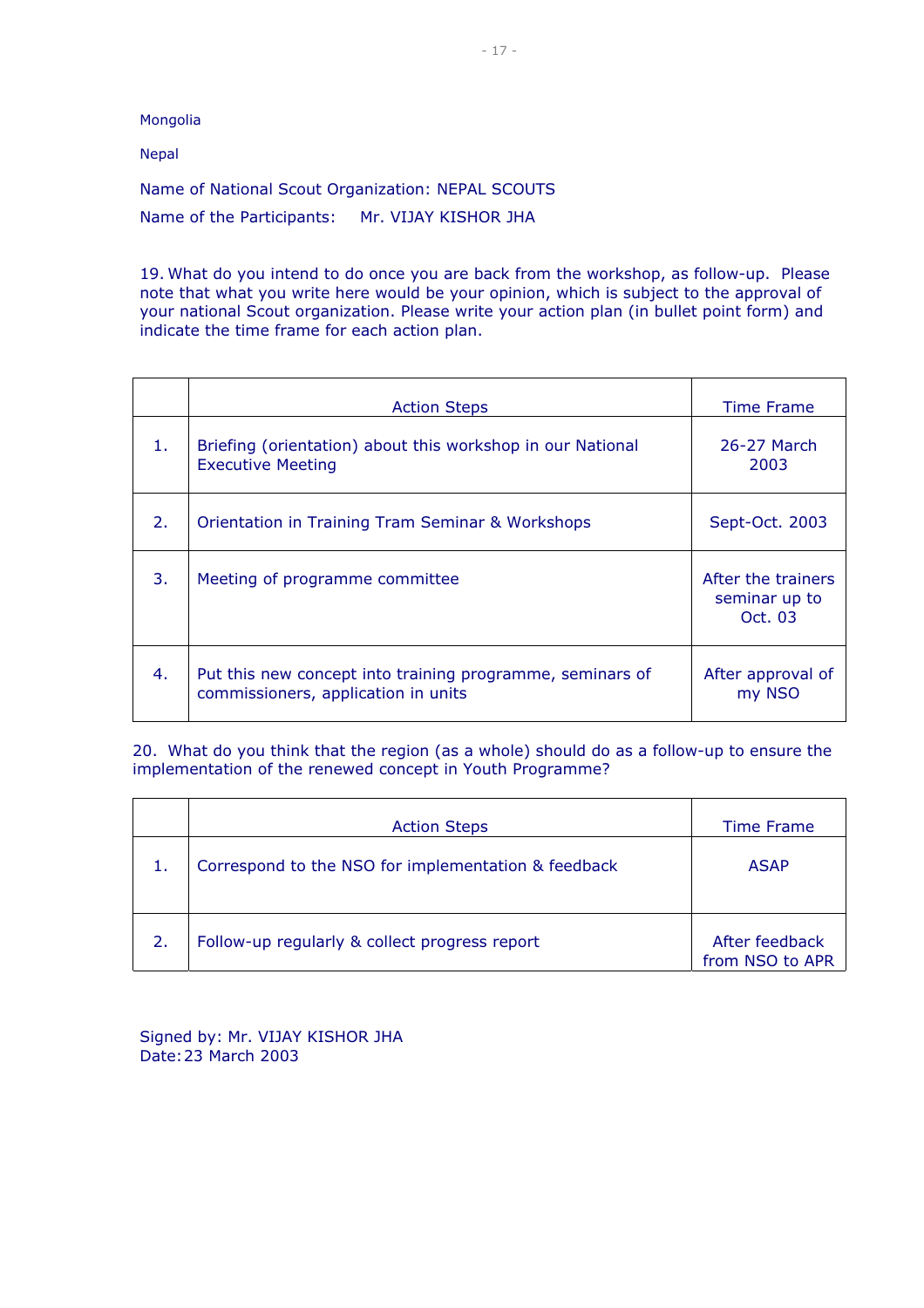Mongolia

Nepal

Name of National Scout Organization: NEPAL SCOUTS

Name of the Participants: Mr. VIJAY KISHOR JHA

19. What do you intend to do once you are back from the workshop, as follow-up. Please note that what you write here would be your opinion, which is subject to the approval of your national Scout organization. Please write your action plan (in bullet point form) and indicate the time frame for each action plan.

| | Action Steps | Time Frame |
|---|---|---|
| 1. | Briefing (orientation) about this workshop in our National Executive Meeting | 26-27 March 2003 |
| 2. | Orientation in Training Tram Seminar & Workshops | Sept-Oct. 2003 |
| 3. | Meeting of programme committee | After the trainers seminar up to Oct. 03 |
| 4. | Put this new concept into training programme, seminars of commissioners, application in units | After approval of my NSO |

20. What do you think that the region (as a whole) should do as a follow-up to ensure the implementation of the renewed concept in Youth Programme?

| | Action Steps | Time Frame |
|---|---|---|
| 1. | Correspond to the NSO for implementation & feedback | ASAP |
| 2. | Follow-up regularly & collect progress report | After feedback from NSO to APR |

Signed by: Mr. VIJAY KISHOR JHA
Date: 23 March 2003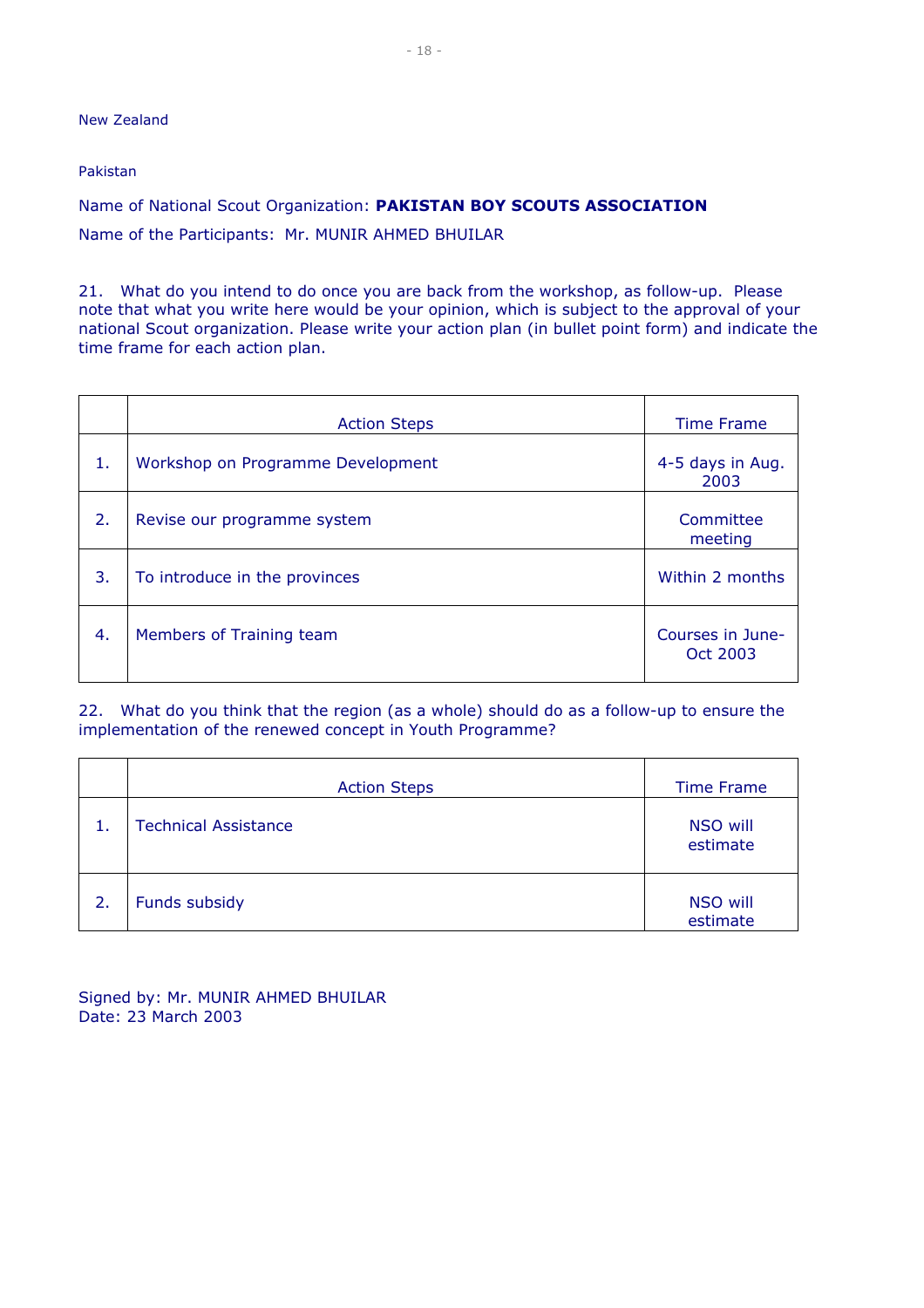New Zealand

Pakistan

Name of National Scout Organization: **PAKISTAN BOY SCOUTS ASSOCIATION**

Name of the Participants: Mr. MUNIR AHMED BHUILAR

21. What do you intend to do once you are back from the workshop, as follow-up. Please note that what you write here would be your opinion, which is subject to the approval of your national Scout organization. Please write your action plan (in bullet point form) and indicate the time frame for each action plan.

| | Action Steps | Time Frame |
|---|---|---|
| 1. | Workshop on Programme Development | 4-5 days in Aug. 2003 |
| 2. | Revise our programme system | Committee meeting |
| 3. | To introduce in the provinces | Within 2 months |
| 4. | Members of Training team | Courses in June-Oct 2003 |

22. What do you think that the region (as a whole) should do as a follow-up to ensure the implementation of the renewed concept in Youth Programme?

| | Action Steps | Time Frame |
|---|---|---|
| 1. | Technical Assistance | NSO will estimate |
| 2. | Funds subsidy | NSO will estimate |

Signed by: Mr. MUNIR AHMED BHUILAR
Date: 23 March 2003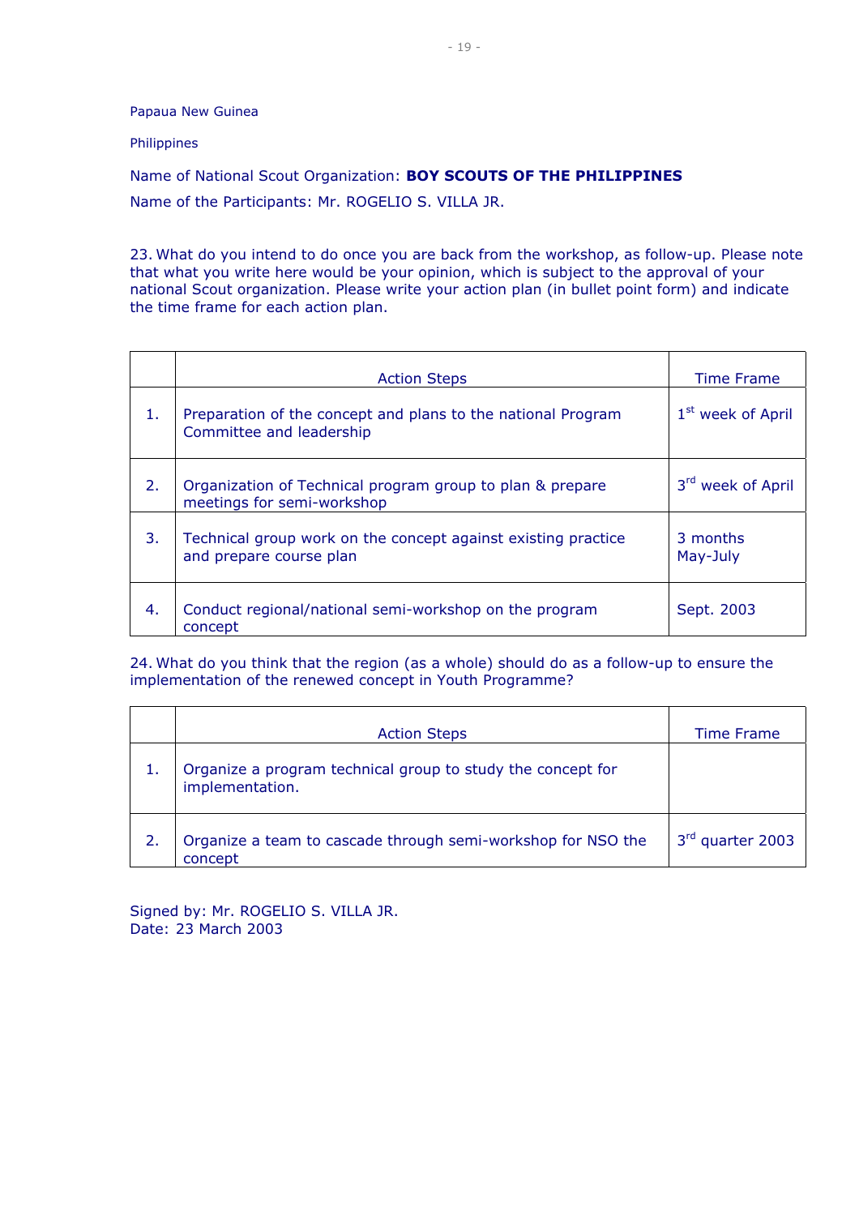Papaua New Guinea

Philippines

Name of National Scout Organization: **BOY SCOUTS OF THE PHILIPPINES**

Name of the Participants: Mr. ROGELIO S. VILLA JR.

23. What do you intend to do once you are back from the workshop, as follow-up. Please note that what you write here would be your opinion, which is subject to the approval of your national Scout organization. Please write your action plan (in bullet point form) and indicate the time frame for each action plan.

| | Action Steps | Time Frame |
|---|---|---|
| 1. | Preparation of the concept and plans to the national Program Committee and leadership | 1st week of April |
| 2. | Organization of Technical program group to plan & prepare meetings for semi-workshop | 3rd week of April |
| 3. | Technical group work on the concept against existing practice and prepare course plan | 3 months May-July |
| 4. | Conduct regional/national semi-workshop on the program concept | Sept. 2003 |

24. What do you think that the region (as a whole) should do as a follow-up to ensure the implementation of the renewed concept in Youth Programme?

| | Action Steps | Time Frame |
|---|---|---|
| 1. | Organize a program technical group to study the concept for implementation. | |
| 2. | Organize a team to cascade through semi-workshop for NSO the concept | 3rd quarter 2003 |

Signed by: Mr. ROGELIO S. VILLA JR.
Date: 23 March 2003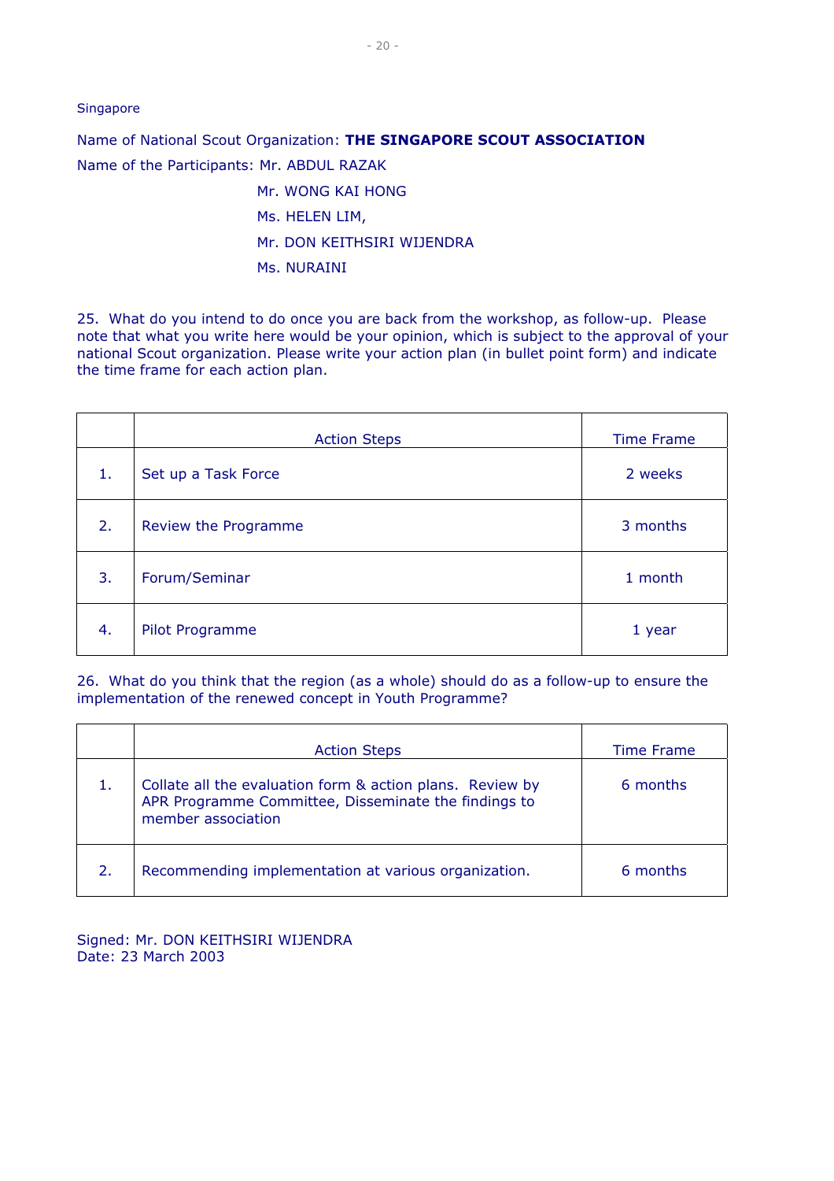Singapore

Name of National Scout Organization: **THE SINGAPORE SCOUT ASSOCIATION**

Name of the Participants: Mr. ABDUL RAZAK

Mr. WONG KAI HONG

Ms. HELEN LIM,

Mr. DON KEITHSIRI WIJENDRA

Ms. NURAINI

25. What do you intend to do once you are back from the workshop, as follow-up. Please note that what you write here would be your opinion, which is subject to the approval of your national Scout organization. Please write your action plan (in bullet point form) and indicate the time frame for each action plan.

| | Action Steps | Time Frame |
|---|---|---|
| 1. | Set up a Task Force | 2 weeks |
| 2. | Review the Programme | 3 months |
| 3. | Forum/Seminar | 1 month |
| 4. | Pilot Programme | 1 year |

26. What do you think that the region (as a whole) should do as a follow-up to ensure the implementation of the renewed concept in Youth Programme?

| | Action Steps | Time Frame |
|---|---|---|
| 1. | Collate all the evaluation form & action plans. Review by APR Programme Committee, Disseminate the findings to member association | 6 months |
| 2. | Recommending implementation at various organization. | 6 months |

Signed: Mr. DON KEITHSIRI WIJENDRA
Date: 23 March 2003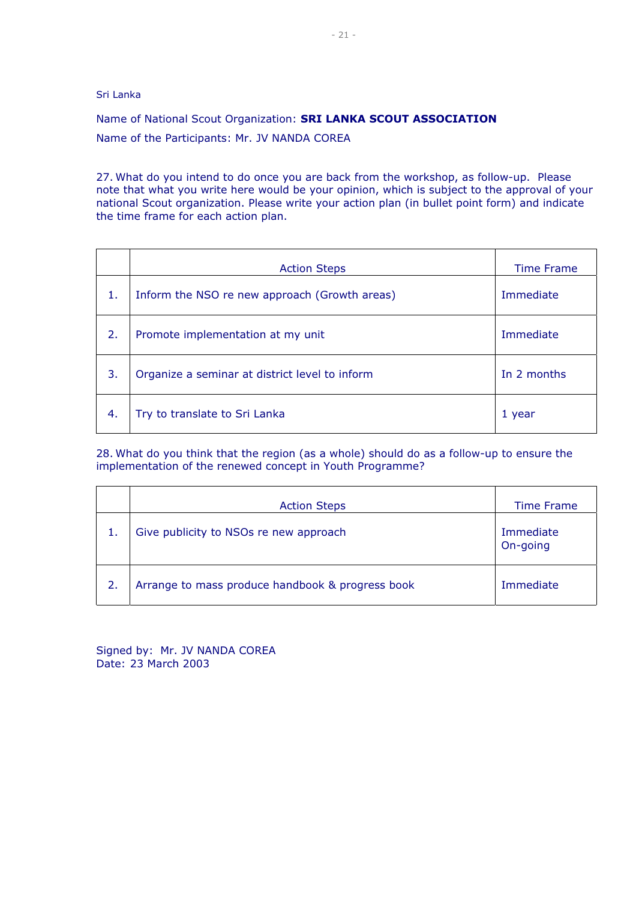Sri Lanka

Name of National Scout Organization: **SRI LANKA SCOUT ASSOCIATION**

Name of the Participants: Mr. JV NANDA COREA

27. What do you intend to do once you are back from the workshop, as follow-up. Please note that what you write here would be your opinion, which is subject to the approval of your national Scout organization. Please write your action plan (in bullet point form) and indicate the time frame for each action plan.

| | Action Steps | Time Frame |
|---|---|---|
| 1. | Inform the NSO re new approach (Growth areas) | Immediate |
| 2. | Promote implementation at my unit | Immediate |
| 3. | Organize a seminar at district level to inform | In 2 months |
| 4. | Try to translate to Sri Lanka | 1 year |

28. What do you think that the region (as a whole) should do as a follow-up to ensure the implementation of the renewed concept in Youth Programme?

| | Action Steps | Time Frame |
|---|---|---|
| 1. | Give publicity to NSOs re new approach | Immediate On-going |
| 2. | Arrange to mass produce handbook & progress book | Immediate |

Signed by: Mr. JV NANDA COREA
Date: 23 March 2003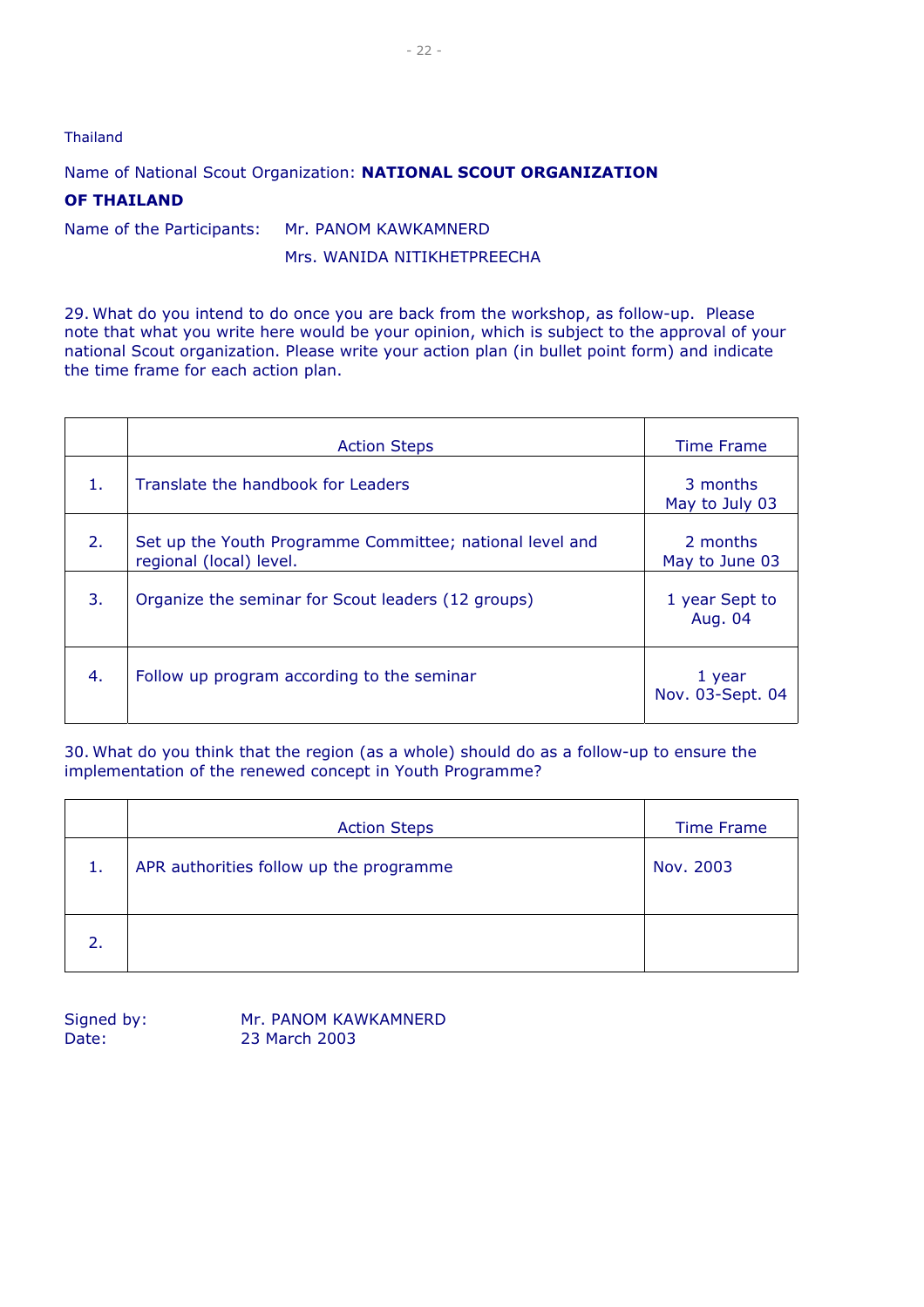Thailand

Name of National Scout Organization: **NATIONAL SCOUT ORGANIZATION OF THAILAND**

Name of the Participants: Mr. PANOM KAWKAMNERD

Mrs. WANIDA NITIKHETPREECHA

29. What do you intend to do once you are back from the workshop, as follow-up. Please note that what you write here would be your opinion, which is subject to the approval of your national Scout organization. Please write your action plan (in bullet point form) and indicate the time frame for each action plan.

| | Action Steps | Time Frame |
|---|---|---|
| 1. | Translate the handbook for Leaders | 3 months May to July 03 |
| 2. | Set up the Youth Programme Committee; national level and regional (local) level. | 2 months May to June 03 |
| 3. | Organize the seminar for Scout leaders (12 groups) | 1 year Sept to Aug. 04 |
| 4. | Follow up program according to the seminar | 1 year Nov. 03-Sept. 04 |

30. What do you think that the region (as a whole) should do as a follow-up to ensure the implementation of the renewed concept in Youth Programme?

| | Action Steps | Time Frame |
|---|---|---|
| 1. | APR authorities follow up the programme | Nov. 2003 |
| 2. | | |

Signed by: Mr. PANOM KAWKAMNERD
Date: 23 March 2003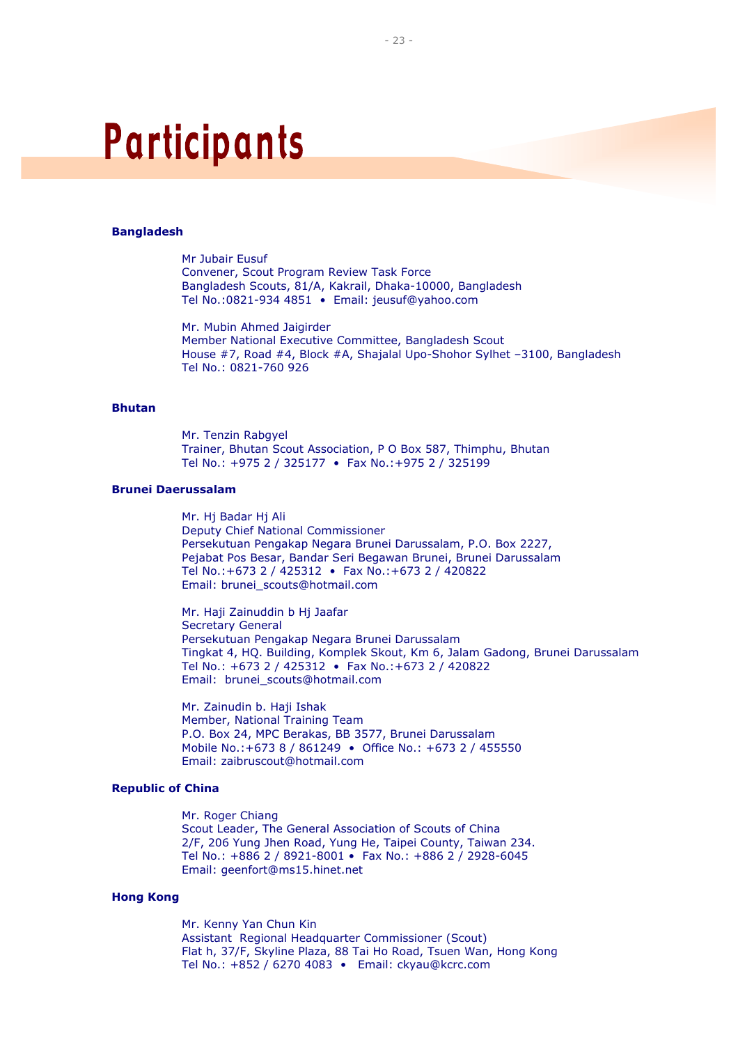# Participants

## Bangladesh

Mr Jubair Eusuf
Convener, Scout Program Review Task Force
Bangladesh Scouts, 81/A, Kakrail, Dhaka-10000, Bangladesh
Tel No.:0821-934 4851 • Email: jeusuf@yahoo.com

Mr. Mubin Ahmed Jaigirder
Member National Executive Committee, Bangladesh Scout
House #7, Road #4, Block #A, Shajalal Upo-Shohor Sylhet –3100, Bangladesh
Tel No.: 0821-760 926

## Bhutan

Mr. Tenzin Rabgyel
Trainer, Bhutan Scout Association, P O Box 587, Thimphu, Bhutan
Tel No.: +975 2 / 325177 • Fax No.:+975 2 / 325199

## Brunei Daerussalam

Mr. Hj Badar Hj Ali
Deputy Chief National Commissioner
Persekutuan Pengakap Negara Brunei Darussalam, P.O. Box 2227,
Pejabat Pos Besar, Bandar Seri Begawan Brunei, Brunei Darussalam
Tel No.:+673 2 / 425312 • Fax No.:+673 2 / 420822
Email: brunei_scouts@hotmail.com

Mr. Haji Zainuddin b Hj Jaafar
Secretary General
Persekutuan Pengakap Negara Brunei Darussalam
Tingkat 4, HQ. Building, Komplek Skout, Km 6, Jalam Gadong, Brunei Darussalam
Tel No.: +673 2 / 425312 • Fax No.:+673 2 / 420822
Email: brunei_scouts@hotmail.com

Mr. Zainudin b. Haji Ishak
Member, National Training Team
P.O. Box 24, MPC Berakas, BB 3577, Brunei Darussalam
Mobile No.:+673 8 / 861249 • Office No.: +673 2 / 455550
Email: zaibruscout@hotmail.com

## Republic of China

Mr. Roger Chiang
Scout Leader, The General Association of Scouts of China
2/F, 206 Yung Jhen Road, Yung He, Taipei County, Taiwan 234.
Tel No.: +886 2 / 8921-8001 • Fax No.: +886 2 / 2928-6045
Email: geenfort@ms15.hinet.net

## Hong Kong

Mr. Kenny Yan Chun Kin
Assistant Regional Headquarter Commissioner (Scout)
Flat h, 37/F, Skyline Plaza, 88 Tai Ho Road, Tsuen Wan, Hong Kong
Tel No.: +852 / 6270 4083 • Email: ckyau@kcrc.com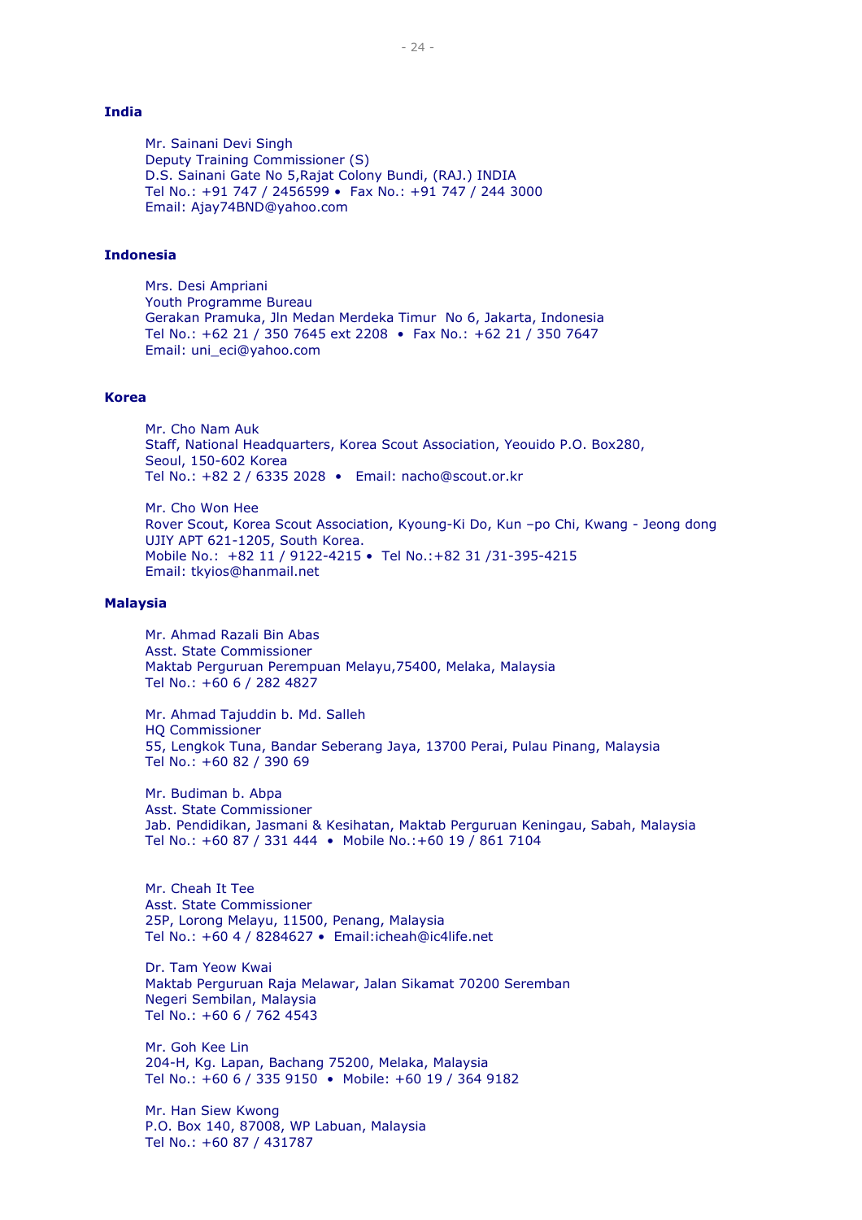**India**

Mr. Sainani Devi Singh
Deputy Training Commissioner (S)
D.S. Sainani Gate No 5,Rajat Colony Bundi, (RAJ.) INDIA
Tel No.: +91 747 / 2456599 • Fax No.: +91 747 / 244 3000
Email: Ajay74BND@yahoo.com

**Indonesia**

Mrs. Desi Ampriani
Youth Programme Bureau
Gerakan Pramuka, Jln Medan Merdeka Timur No 6, Jakarta, Indonesia
Tel No.: +62 21 / 350 7645 ext 2208 • Fax No.: +62 21 / 350 7647
Email: uni_eci@yahoo.com

**Korea**

Mr. Cho Nam Auk
Staff, National Headquarters, Korea Scout Association, Yeouido P.O. Box280,
Seoul, 150-602 Korea
Tel No.: +82 2 / 6335 2028 • Email: nacho@scout.or.kr

Mr. Cho Won Hee
Rover Scout, Korea Scout Association, Kyoung-Ki Do, Kun –po Chi, Kwang - Jeong dong
UJIY APT 621-1205, South Korea.
Mobile No.: +82 11 / 9122-4215 • Tel No.:+82 31 /31-395-4215
Email: tkyios@hanmail.net

**Malaysia**

Mr. Ahmad Razali Bin Abas
Asst. State Commissioner
Maktab Perguruan Perempuan Melayu,75400, Melaka, Malaysia
Tel No.: +60 6 / 282 4827

Mr. Ahmad Tajuddin b. Md. Salleh
HQ Commissioner
55, Lengkok Tuna, Bandar Seberang Jaya, 13700 Perai, Pulau Pinang, Malaysia
Tel No.: +60 82 / 390 69

Mr. Budiman b. Abpa
Asst. State Commissioner
Jab. Pendidikan, Jasmani & Kesihatan, Maktab Perguruan Keningau, Sabah, Malaysia
Tel No.: +60 87 / 331 444 • Mobile No.:+60 19 / 861 7104

Mr. Cheah It Tee
Asst. State Commissioner
25P, Lorong Melayu, 11500, Penang, Malaysia
Tel No.: +60 4 / 8284627 • Email:icheah@ic4life.net

Dr. Tam Yeow Kwai
Maktab Perguruan Raja Melawar, Jalan Sikamat 70200 Seremban
Negeri Sembilan, Malaysia
Tel No.: +60 6 / 762 4543

Mr. Goh Kee Lin
204-H, Kg. Lapan, Bachang 75200, Melaka, Malaysia
Tel No.: +60 6 / 335 9150 • Mobile: +60 19 / 364 9182

Mr. Han Siew Kwong
P.O. Box 140, 87008, WP Labuan, Malaysia
Tel No.: +60 87 / 431787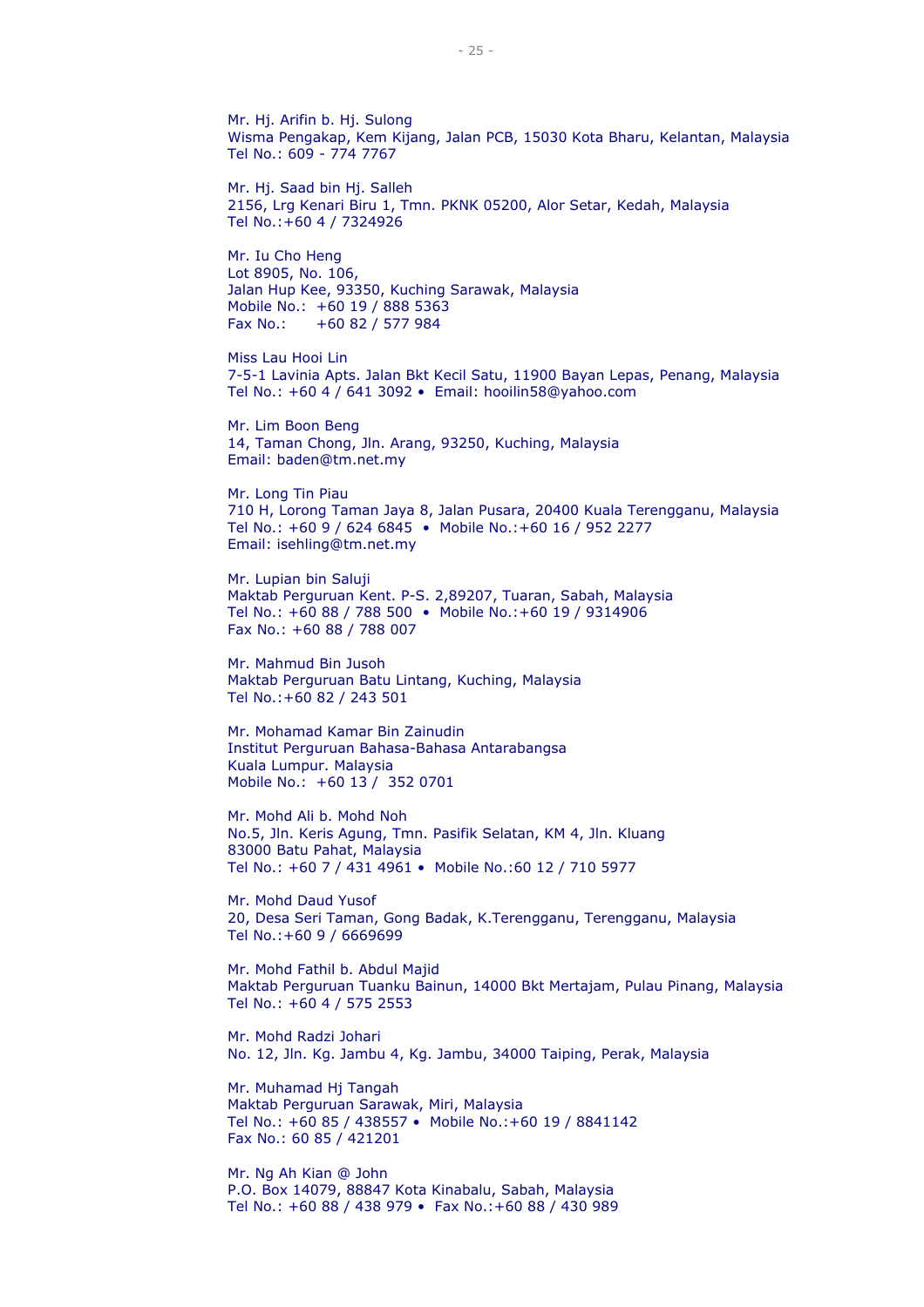Mr. Hj. Arifin b. Hj. Sulong
Wisma Pengakap, Kem Kijang, Jalan PCB, 15030 Kota Bharu, Kelantan, Malaysia
Tel No.: 609 - 774 7767

Mr. Hj. Saad bin Hj. Salleh
2156, Lrg Kenari Biru 1, Tmn. PKNK 05200, Alor Setar, Kedah, Malaysia
Tel No.:+60 4 / 7324926

Mr. Iu Cho Heng
Lot 8905, No. 106,
Jalan Hup Kee, 93350, Kuching Sarawak, Malaysia
Mobile No.: +60 19 / 888 5363
Fax No.: +60 82 / 577 984

Miss Lau Hooi Lin
7-5-1 Lavinia Apts. Jalan Bkt Kecil Satu, 11900 Bayan Lepas, Penang, Malaysia
Tel No.: +60 4 / 641 3092 • Email: hooilin58@yahoo.com

Mr. Lim Boon Beng
14, Taman Chong, Jln. Arang, 93250, Kuching, Malaysia
Email: baden@tm.net.my

Mr. Long Tin Piau
710 H, Lorong Taman Jaya 8, Jalan Pusara, 20400 Kuala Terengganu, Malaysia
Tel No.: +60 9 / 624 6845 • Mobile No.:+60 16 / 952 2277
Email: isehling@tm.net.my

Mr. Lupian bin Saluji
Maktab Perguruan Kent. P-S. 2,89207, Tuaran, Sabah, Malaysia
Tel No.: +60 88 / 788 500 • Mobile No.:+60 19 / 9314906
Fax No.: +60 88 / 788 007

Mr. Mahmud Bin Jusoh
Maktab Perguruan Batu Lintang, Kuching, Malaysia
Tel No.:+60 82 / 243 501

Mr. Mohamad Kamar Bin Zainudin
Institut Perguruan Bahasa-Bahasa Antarabangsa
Kuala Lumpur. Malaysia
Mobile No.: +60 13 / 352 0701

Mr. Mohd Ali b. Mohd Noh
No.5, Jln. Keris Agung, Tmn. Pasifik Selatan, KM 4, Jln. Kluang
83000 Batu Pahat, Malaysia
Tel No.: +60 7 / 431 4961 • Mobile No.:60 12 / 710 5977

Mr. Mohd Daud Yusof
20, Desa Seri Taman, Gong Badak, K.Terengganu, Terengganu, Malaysia
Tel No.:+60 9 / 6669699

Mr. Mohd Fathil b. Abdul Majid
Maktab Perguruan Tuanku Bainun, 14000 Bkt Mertajam, Pulau Pinang, Malaysia
Tel No.: +60 4 / 575 2553

Mr. Mohd Radzi Johari
No. 12, Jln. Kg. Jambu 4, Kg. Jambu, 34000 Taiping, Perak, Malaysia

Mr. Muhamad Hj Tangah
Maktab Perguruan Sarawak, Miri, Malaysia
Tel No.: +60 85 / 438557 • Mobile No.:+60 19 / 8841142
Fax No.: 60 85 / 421201

Mr. Ng Ah Kian @ John
P.O. Box 14079, 88847 Kota Kinabalu, Sabah, Malaysia
Tel No.: +60 88 / 438 979 • Fax No.:+60 88 / 430 989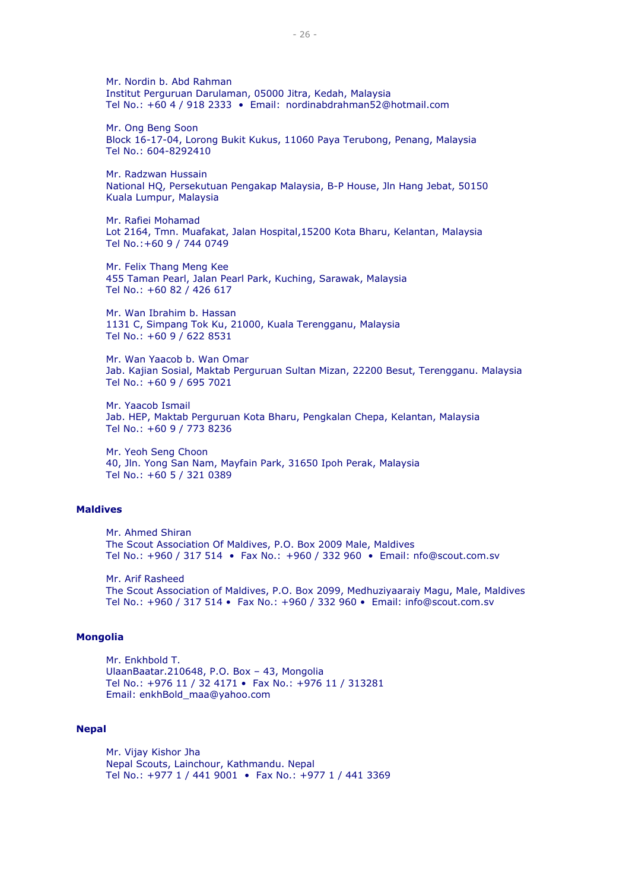Mr. Nordin b. Abd Rahman
Institut Perguruan Darulaman, 05000 Jitra, Kedah, Malaysia
Tel No.: +60 4 / 918 2333 • Email: nordinabdrahman52@hotmail.com

Mr. Ong Beng Soon
Block 16-17-04, Lorong Bukit Kukus, 11060 Paya Terubong, Penang, Malaysia
Tel No.: 604-8292410

Mr. Radzwan Hussain
National HQ, Persekutuan Pengakap Malaysia, B-P House, Jln Hang Jebat, 50150 Kuala Lumpur, Malaysia

Mr. Rafiei Mohamad
Lot 2164, Tmn. Muafakat, Jalan Hospital,15200 Kota Bharu, Kelantan, Malaysia
Tel No.:+60 9 / 744 0749

Mr. Felix Thang Meng Kee
455 Taman Pearl, Jalan Pearl Park, Kuching, Sarawak, Malaysia
Tel No.: +60 82 / 426 617

Mr. Wan Ibrahim b. Hassan
1131 C, Simpang Tok Ku, 21000, Kuala Terengganu, Malaysia
Tel No.: +60 9 / 622 8531

Mr. Wan Yaacob b. Wan Omar
Jab. Kajian Sosial, Maktab Perguruan Sultan Mizan, 22200 Besut, Terengganu. Malaysia
Tel No.: +60 9 / 695 7021

Mr. Yaacob Ismail
Jab. HEP, Maktab Perguruan Kota Bharu, Pengkalan Chepa, Kelantan, Malaysia
Tel No.: +60 9 / 773 8236

Mr. Yeoh Seng Choon
40, Jln. Yong San Nam, Mayfain Park, 31650 Ipoh Perak, Malaysia
Tel No.: +60 5 / 321 0389

**Maldives**

Mr. Ahmed Shiran
The Scout Association Of Maldives, P.O. Box 2009 Male, Maldives
Tel No.: +960 / 317 514 • Fax No.: +960 / 332 960 • Email: nfo@scout.com.sv

Mr. Arif Rasheed
The Scout Association of Maldives, P.O. Box 2099, Medhuziyaaraiy Magu, Male, Maldives
Tel No.: +960 / 317 514 • Fax No.: +960 / 332 960 • Email: info@scout.com.sv

**Mongolia**

Mr. Enkhbold T.
UlaanBaatar.210648, P.O. Box – 43, Mongolia
Tel No.: +976 11 / 32 4171 • Fax No.: +976 11 / 313281
Email: enkhBold_maa@yahoo.com

**Nepal**

Mr. Vijay Kishor Jha
Nepal Scouts, Lainchour, Kathmandu. Nepal
Tel No.: +977 1 / 441 9001 • Fax No.: +977 1 / 441 3369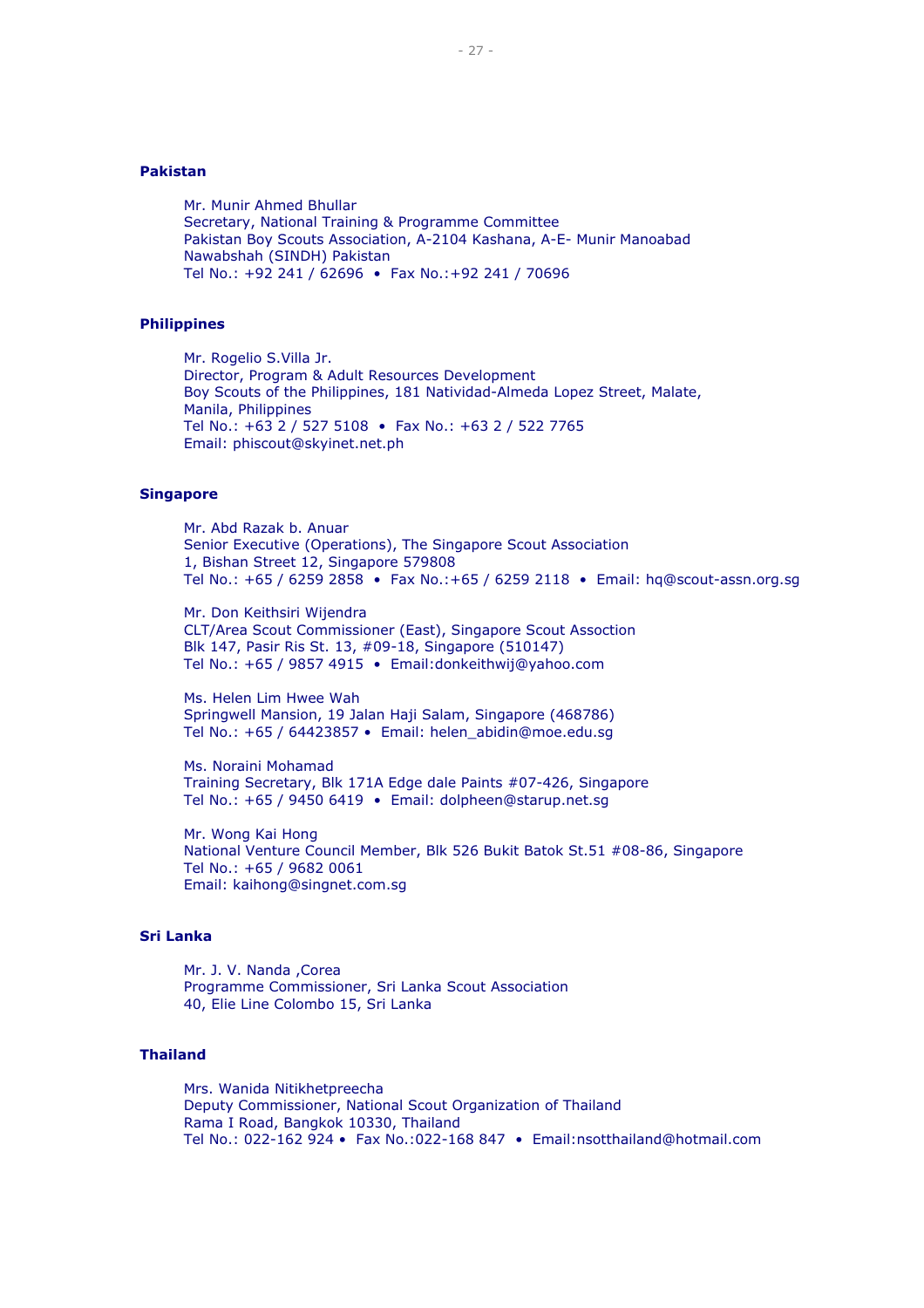**Pakistan**

Mr. Munir Ahmed Bhullar
Secretary, National Training & Programme Committee
Pakistan Boy Scouts Association, A-2104 Kashana, A-E- Munir Manoabad
Nawabshah (SINDH) Pakistan
Tel No.: +92 241 / 62696 • Fax No.:+92 241 / 70696

**Philippines**

Mr. Rogelio S.Villa Jr.
Director, Program & Adult Resources Development
Boy Scouts of the Philippines, 181 Natividad-Almeda Lopez Street, Malate,
Manila, Philippines
Tel No.: +63 2 / 527 5108 • Fax No.: +63 2 / 522 7765
Email: phiscout@skyinet.net.ph

**Singapore**

Mr. Abd Razak b. Anuar
Senior Executive (Operations), The Singapore Scout Association
1, Bishan Street 12, Singapore 579808
Tel No.: +65 / 6259 2858 • Fax No.:+65 / 6259 2118 • Email: hq@scout-assn.org.sg

Mr. Don Keithsiri Wijendra
CLT/Area Scout Commissioner (East), Singapore Scout Assoction
Blk 147, Pasir Ris St. 13, #09-18, Singapore (510147)
Tel No.: +65 / 9857 4915 • Email:donkeithwij@yahoo.com

Ms. Helen Lim Hwee Wah
Springwell Mansion, 19 Jalan Haji Salam, Singapore (468786)
Tel No.: +65 / 64423857 • Email: helen_abidin@moe.edu.sg

Ms. Noraini Mohamad
Training Secretary, Blk 171A Edge dale Paints #07-426, Singapore
Tel No.: +65 / 9450 6419 • Email: dolpheen@starup.net.sg

Mr. Wong Kai Hong
National Venture Council Member, Blk 526 Bukit Batok St.51 #08-86, Singapore
Tel No.: +65 / 9682 0061
Email: kaihong@singnet.com.sg

**Sri Lanka**

Mr. J. V. Nanda ,Corea
Programme Commissioner, Sri Lanka Scout Association
40, Elie Line Colombo 15, Sri Lanka

**Thailand**

Mrs. Wanida Nitikhetpreecha
Deputy Commissioner, National Scout Organization of Thailand
Rama I Road, Bangkok 10330, Thailand
Tel No.: 022-162 924 • Fax No.:022-168 847 • Email:nsotthailand@hotmail.com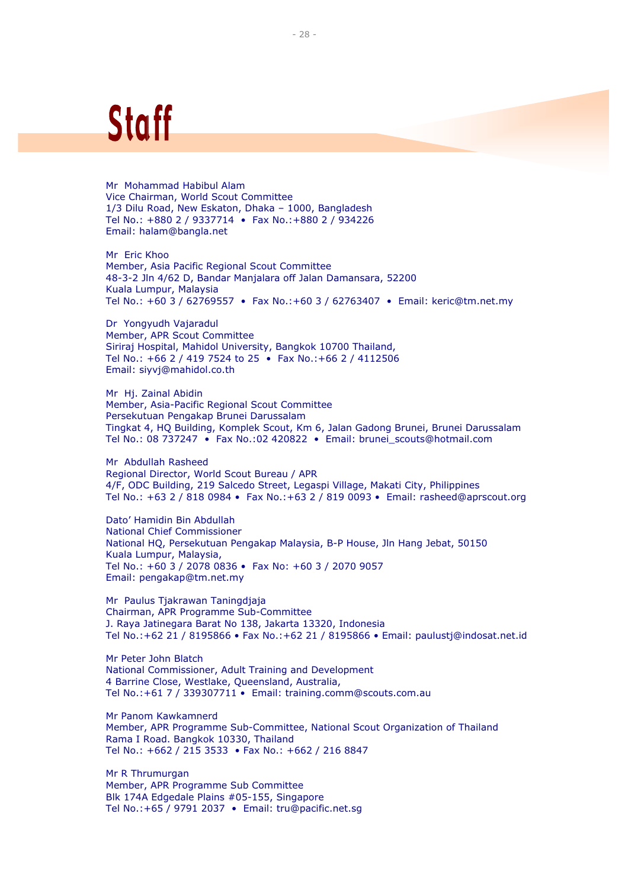# Staff

Mr Mohammad Habibul Alam
Vice Chairman, World Scout Committee
1/3 Dilu Road, New Eskaton, Dhaka – 1000, Bangladesh
Tel No.: +880 2 / 9337714 • Fax No.:+880 2 / 934226
Email: halam@bangla.net

Mr Eric Khoo
Member, Asia Pacific Regional Scout Committee
48-3-2 Jln 4/62 D, Bandar Manjalara off Jalan Damansara, 52200
Kuala Lumpur, Malaysia
Tel No.: +60 3 / 62769557 • Fax No.:+60 3 / 62763407 • Email: keric@tm.net.my

Dr Yongyudh Vajaradul
Member, APR Scout Committee
Siriraj Hospital, Mahidol University, Bangkok 10700 Thailand,
Tel No.: +66 2 / 419 7524 to 25 • Fax No.:+66 2 / 4112506
Email: siyvj@mahidol.co.th

Mr Hj. Zainal Abidin
Member, Asia-Pacific Regional Scout Committee
Persekutuan Pengakap Brunei Darussalam
Tingkat 4, HQ Building, Komplek Scout, Km 6, Jalan Gadong Brunei, Brunei Darussalam
Tel No.: 08 737247 • Fax No.:02 420822 • Email: brunei_scouts@hotmail.com

Mr Abdullah Rasheed
Regional Director, World Scout Bureau / APR
4/F, ODC Building, 219 Salcedo Street, Legaspi Village, Makati City, Philippines
Tel No.: +63 2 / 818 0984 • Fax No.:+63 2 / 819 0093 • Email: rasheed@aprscout.org

Dato' Hamidin Bin Abdullah
National Chief Commissioner
National HQ, Persekutuan Pengakap Malaysia, B-P House, Jln Hang Jebat, 50150
Kuala Lumpur, Malaysia,
Tel No.: +60 3 / 2078 0836 • Fax No: +60 3 / 2070 9057
Email: pengakap@tm.net.my

Mr Paulus Tjakrawan Taningdjaja
Chairman, APR Programme Sub-Committee
J. Raya Jatinegara Barat No 138, Jakarta 13320, Indonesia
Tel No.:+62 21 / 8195866 • Fax No.:+62 21 / 8195866 • Email: paulustj@indosat.net.id

Mr Peter John Blatch
National Commissioner, Adult Training and Development
4 Barrine Close, Westlake, Queensland, Australia,
Tel No.:+61 7 / 339307711 • Email: training.comm@scouts.com.au

Mr Panom Kawkamnerd
Member, APR Programme Sub-Committee, National Scout Organization of Thailand
Rama I Road. Bangkok 10330, Thailand
Tel No.: +662 / 215 3533 • Fax No.: +662 / 216 8847

Mr R Thrumurgan
Member, APR Programme Sub Committee
Blk 174A Edgedale Plains #05-155, Singapore
Tel No.:+65 / 9791 2037 • Email: tru@pacific.net.sg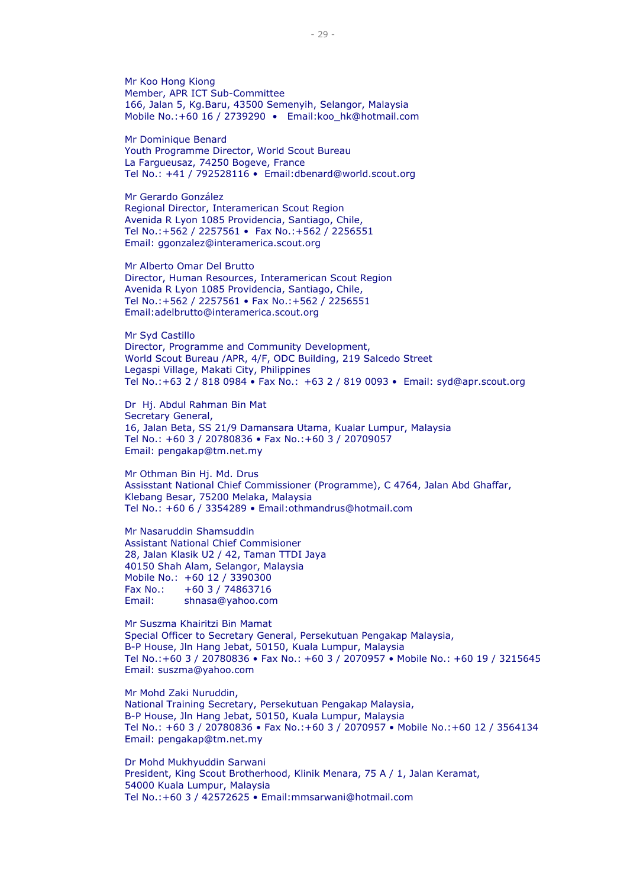Mr Koo Hong Kiong
Member, APR ICT Sub-Committee
166, Jalan 5, Kg.Baru, 43500 Semenyih, Selangor, Malaysia
Mobile No.:+60 16 / 2739290 • Email:koo_hk@hotmail.com

Mr Dominique Benard
Youth Programme Director, World Scout Bureau
La Fargueusaz, 74250 Bogeve, France
Tel No.: +41 / 792528116 • Email:dbenard@world.scout.org

Mr Gerardo González
Regional Director, Interamerican Scout Region
Avenida R Lyon 1085 Providencia, Santiago, Chile,
Tel No.:+562 / 2257561 • Fax No.:+562 / 2256551
Email: ggonzalez@interamerica.scout.org

Mr Alberto Omar Del Brutto
Director, Human Resources, Interamerican Scout Region
Avenida R Lyon 1085 Providencia, Santiago, Chile,
Tel No.:+562 / 2257561 • Fax No.:+562 / 2256551
Email:adelbrutto@interamerica.scout.org

Mr Syd Castillo
Director, Programme and Community Development,
World Scout Bureau /APR, 4/F, ODC Building, 219 Salcedo Street
Legaspi Village, Makati City, Philippines
Tel No.:+63 2 / 818 0984 • Fax No.: +63 2 / 819 0093 • Email: syd@apr.scout.org

Dr Hj. Abdul Rahman Bin Mat
Secretary General,
16, Jalan Beta, SS 21/9 Damansara Utama, Kualar Lumpur, Malaysia
Tel No.: +60 3 / 20780836 • Fax No.:+60 3 / 20709057
Email: pengakap@tm.net.my

Mr Othman Bin Hj. Md. Drus
Assisstant National Chief Commissioner (Programme), C 4764, Jalan Abd Ghaffar,
Klebang Besar, 75200 Melaka, Malaysia
Tel No.: +60 6 / 3354289 • Email:othmandrus@hotmail.com

Mr Nasaruddin Shamsuddin
Assistant National Chief Commisioner
28, Jalan Klasik U2 / 42, Taman TTDI Jaya
40150 Shah Alam, Selangor, Malaysia
Mobile No.: +60 12 / 3390300
Fax No.: +60 3 / 74863716
Email: shnasa@yahoo.com

Mr Suszma Khairitzi Bin Mamat
Special Officer to Secretary General, Persekutuan Pengakap Malaysia,
B-P House, Jln Hang Jebat, 50150, Kuala Lumpur, Malaysia
Tel No.:+60 3 / 20780836 • Fax No.: +60 3 / 2070957 • Mobile No.: +60 19 / 3215645
Email: suszma@yahoo.com

Mr Mohd Zaki Nuruddin,
National Training Secretary, Persekutuan Pengakap Malaysia,
B-P House, Jln Hang Jebat, 50150, Kuala Lumpur, Malaysia
Tel No.: +60 3 / 20780836 • Fax No.:+60 3 / 2070957 • Mobile No.:+60 12 / 3564134
Email: pengakap@tm.net.my

Dr Mohd Mukhyuddin Sarwani
President, King Scout Brotherhood, Klinik Menara, 75 A / 1, Jalan Keramat,
54000 Kuala Lumpur, Malaysia
Tel No.:+60 3 / 42572625 • Email:mmsarwani@hotmail.com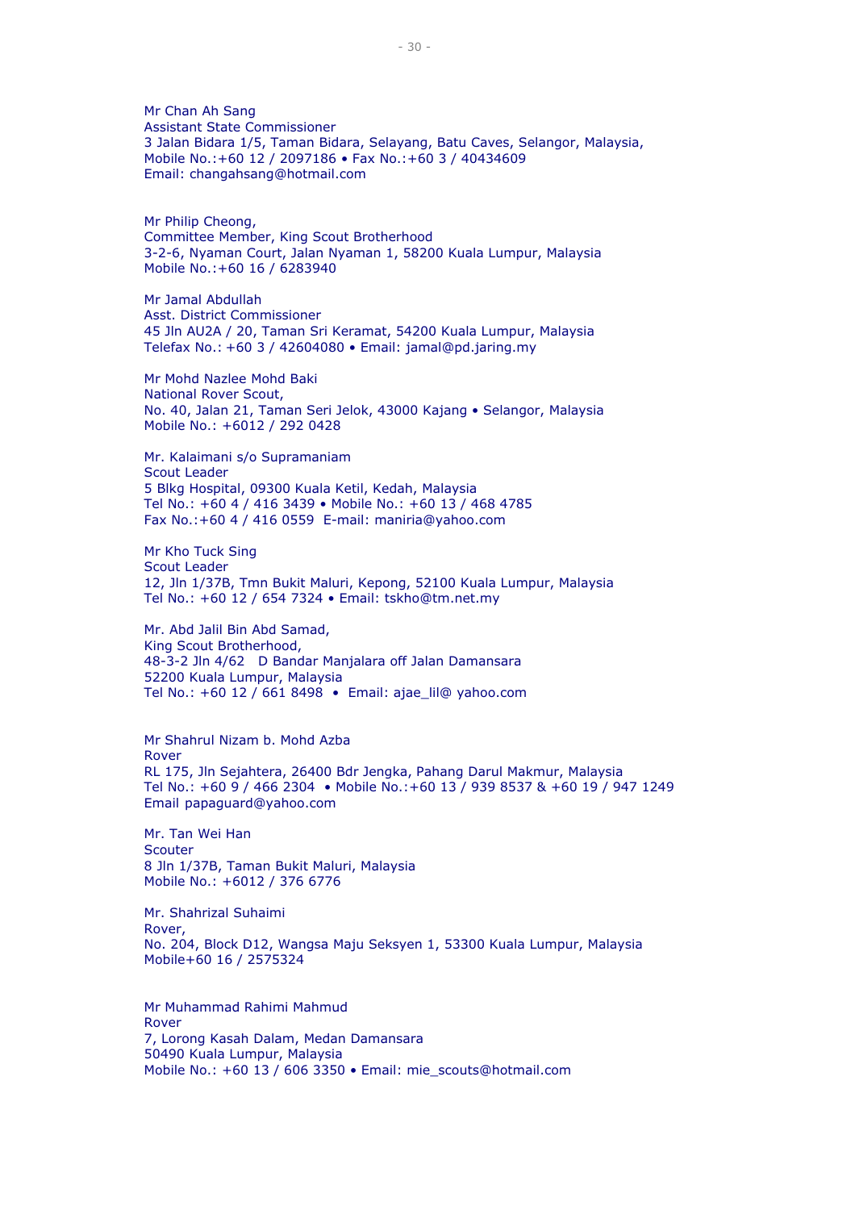Mr Chan Ah Sang
Assistant State Commissioner
3 Jalan Bidara 1/5, Taman Bidara, Selayang, Batu Caves, Selangor, Malaysia,
Mobile No.:+60 12 / 2097186 • Fax No.:+60 3 / 40434609
Email: changahsang@hotmail.com

Mr Philip Cheong,
Committee Member, King Scout Brotherhood
3-2-6, Nyaman Court, Jalan Nyaman 1, 58200 Kuala Lumpur, Malaysia
Mobile No.:+60 16 / 6283940

Mr Jamal Abdullah
Asst. District Commissioner
45 Jln AU2A / 20, Taman Sri Keramat, 54200 Kuala Lumpur, Malaysia
Telefax No.: +60 3 / 42604080 • Email: jamal@pd.jaring.my

Mr Mohd Nazlee Mohd Baki
National Rover Scout,
No. 40, Jalan 21, Taman Seri Jelok, 43000 Kajang • Selangor, Malaysia
Mobile No.: +6012 / 292 0428

Mr. Kalaimani s/o Supramaniam
Scout Leader
5 Blkg Hospital, 09300 Kuala Ketil, Kedah, Malaysia
Tel No.: +60 4 / 416 3439 • Mobile No.: +60 13 / 468 4785
Fax No.:+60 4 / 416 0559 E-mail: maniria@yahoo.com

Mr Kho Tuck Sing
Scout Leader
12, Jln 1/37B, Tmn Bukit Maluri, Kepong, 52100 Kuala Lumpur, Malaysia
Tel No.: +60 12 / 654 7324 • Email: tskho@tm.net.my

Mr. Abd Jalil Bin Abd Samad,
King Scout Brotherhood,
48-3-2 Jln 4/62 D Bandar Manjalara off Jalan Damansara
52200 Kuala Lumpur, Malaysia
Tel No.: +60 12 / 661 8498 • Email: ajae_lil@ yahoo.com

Mr Shahrul Nizam b. Mohd Azba
Rover
RL 175, Jln Sejahtera, 26400 Bdr Jengka, Pahang Darul Makmur, Malaysia
Tel No.: +60 9 / 466 2304 • Mobile No.:+60 13 / 939 8537 & +60 19 / 947 1249
Email papaguard@yahoo.com

Mr. Tan Wei Han
Scouter
8 Jln 1/37B, Taman Bukit Maluri, Malaysia
Mobile No.: +6012 / 376 6776

Mr. Shahrizal Suhaimi
Rover,
No. 204, Block D12, Wangsa Maju Seksyen 1, 53300 Kuala Lumpur, Malaysia
Mobile+60 16 / 2575324

Mr Muhammad Rahimi Mahmud
Rover
7, Lorong Kasah Dalam, Medan Damansara
50490 Kuala Lumpur, Malaysia
Mobile No.: +60 13 / 606 3350 • Email: mie_scouts@hotmail.com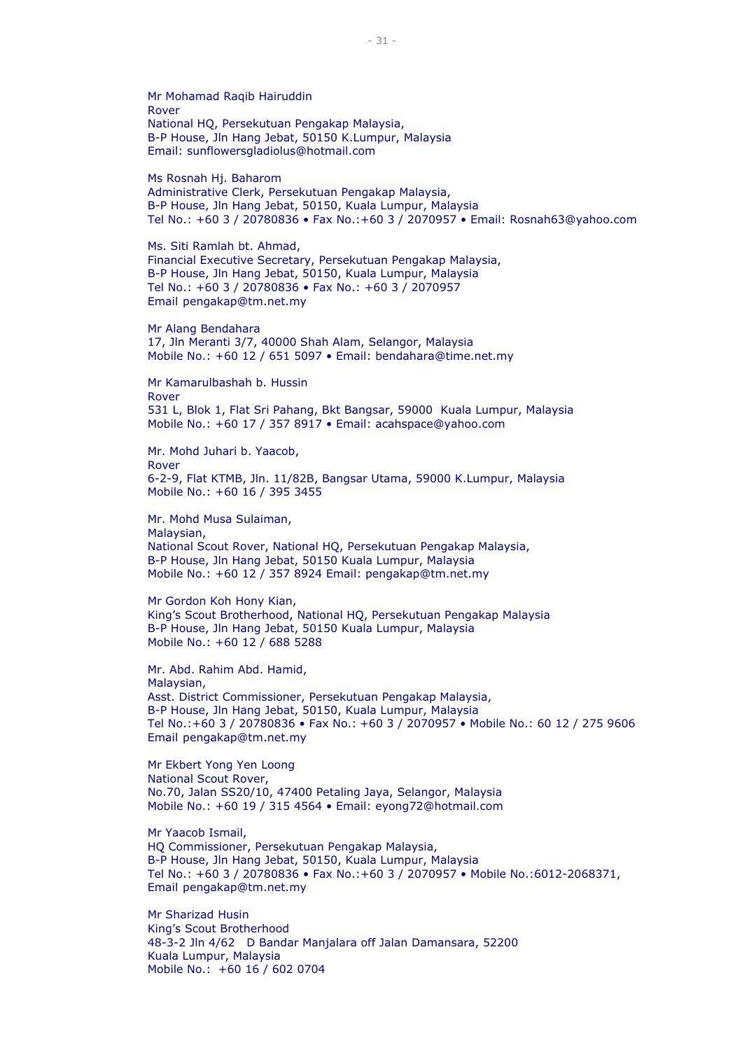Mr Mohamad Raqib Hairuddin
Rover
National HQ, Persekutuan Pengakap Malaysia,
B-P House, Jln Hang Jebat, 50150 K.Lumpur, Malaysia
Email: sunflowersgladiolus@hotmail.com

Ms Rosnah Hj. Baharom
Administrative Clerk, Persekutuan Pengakap Malaysia,
B-P House, Jln Hang Jebat, 50150, Kuala Lumpur, Malaysia
Tel No.: +60 3 / 20780836 • Fax No.:+60 3 / 2070957 • Email: Rosnah63@yahoo.com

Ms. Siti Ramlah bt. Ahmad,
Financial Executive Secretary, Persekutuan Pengakap Malaysia,
B-P House, Jln Hang Jebat, 50150, Kuala Lumpur, Malaysia
Tel No.: +60 3 / 20780836 • Fax No.: +60 3 / 2070957
Email pengakap@tm.net.my

Mr Alang Bendahara
17, Jln Meranti 3/7, 40000 Shah Alam, Selangor, Malaysia
Mobile No.: +60 12 / 651 5097 • Email: bendahara@time.net.my

Mr Kamarulbashah b. Hussin
Rover
531 L, Blok 1, Flat Sri Pahang, Bkt Bangsar, 59000 Kuala Lumpur, Malaysia
Mobile No.: +60 17 / 357 8917 • Email: acahspace@yahoo.com

Mr. Mohd Juhari b. Yaacob,
Rover
6-2-9, Flat KTMB, Jln. 11/82B, Bangsar Utama, 59000 K.Lumpur, Malaysia
Mobile No.: +60 16 / 395 3455

Mr. Mohd Musa Sulaiman,
Malaysian,
National Scout Rover, National HQ, Persekutuan Pengakap Malaysia,
B-P House, Jln Hang Jebat, 50150 Kuala Lumpur, Malaysia
Mobile No.: +60 12 / 357 8924 Email: pengakap@tm.net.my

Mr Gordon Koh Hony Kian,
King's Scout Brotherhood, National HQ, Persekutuan Pengakap Malaysia
B-P House, Jln Hang Jebat, 50150 Kuala Lumpur, Malaysia
Mobile No.: +60 12 / 688 5288

Mr. Abd. Rahim Abd. Hamid,
Malaysian,
Asst. District Commissioner, Persekutuan Pengakap Malaysia,
B-P House, Jln Hang Jebat, 50150, Kuala Lumpur, Malaysia
Tel No.:+60 3 / 20780836 • Fax No.: +60 3 / 2070957 • Mobile No.: 60 12 / 275 9606
Email pengakap@tm.net.my

Mr Ekbert Yong Yen Loong
National Scout Rover,
No.70, Jalan SS20/10, 47400 Petaling Jaya, Selangor, Malaysia
Mobile No.: +60 19 / 315 4564 • Email: eyong72@hotmail.com

Mr Yaacob Ismail,
HQ Commissioner, Persekutuan Pengakap Malaysia,
B-P House, Jln Hang Jebat, 50150, Kuala Lumpur, Malaysia
Tel No.: +60 3 / 20780836 • Fax No.:+60 3 / 2070957 • Mobile No.:6012-2068371,
Email pengakap@tm.net.my

Mr Sharizad Husin
King's Scout Brotherhood
48-3-2 Jln 4/62 D Bandar Manjalara off Jalan Damansara, 52200
Kuala Lumpur, Malaysia
Mobile No.: +60 16 / 602 0704